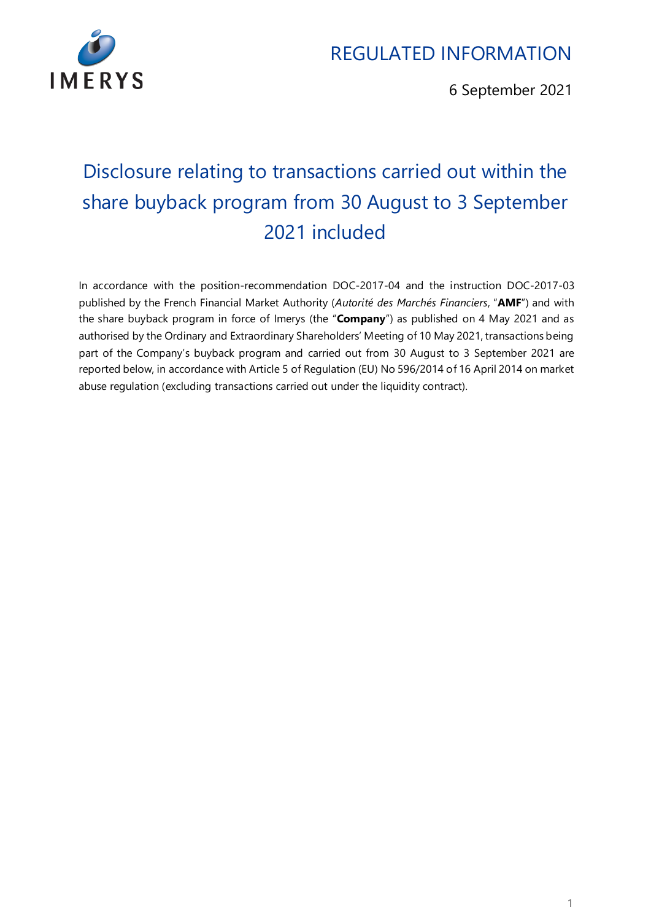IMERYS

REGULATED INFORMATION

6 September 2021

# Disclosure relating to transactions carried out within the share buyback program from 30 August to 3 September 2021 included

In accordance with the position-recommendation DOC-2017-04 and the instruction DOC-2017-03 published by the French Financial Market Authority (*Autorité des Marchés Financiers*, "**AMF**") and with the share buyback program in force of Imerys (the "**Company**") as published on 4 May 2021 and as authorised by the Ordinary and Extraordinary Shareholders' Meeting of 10 May 2021, transactions being part of the Company's buyback program and carried out from 30 August to 3 September 2021 are reported below, in accordance with Article 5 of Regulation (EU) No 596/2014 of 16 April 2014 on market abuse regulation (excluding transactions carried out under the liquidity contract).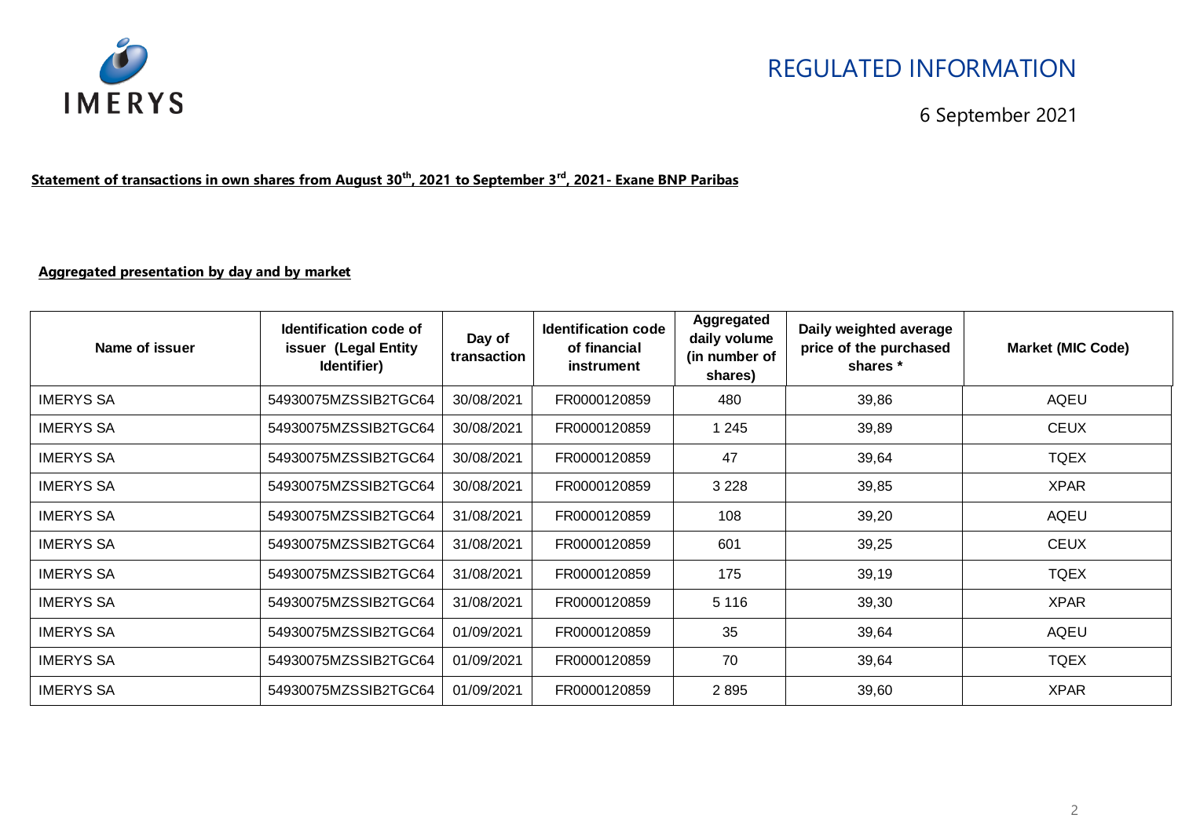REGULATED INFORMATION

6 September 2021

**Statement of transactions in own shares from August 30th, 2021 to September 3rd, 2021- Exane BNP Paribas**

**Aggregated presentation by day and by market**

| Name of issuer | Identification code of issuer (Legal Entity Identifier) | Day of transaction | Identification code of financial instrument | Aggregated daily volume (in number of shares) | Daily weighted average price of the purchased shares * | Market (MIC Code) |
|---|---|---|---|---|---|---|
| IMERYS SA | 54930075MZSSIB2TGC64 | 30/08/2021 | FR0000120859 | 480 | 39,86 | AQEU |
| IMERYS SA | 54930075MZSSIB2TGC64 | 30/08/2021 | FR0000120859 | 1 245 | 39,89 | CEUX |
| IMERYS SA | 54930075MZSSIB2TGC64 | 30/08/2021 | FR0000120859 | 47 | 39,64 | TQEX |
| IMERYS SA | 54930075MZSSIB2TGC64 | 30/08/2021 | FR0000120859 | 3 228 | 39,85 | XPAR |
| IMERYS SA | 54930075MZSSIB2TGC64 | 31/08/2021 | FR0000120859 | 108 | 39,20 | AQEU |
| IMERYS SA | 54930075MZSSIB2TGC64 | 31/08/2021 | FR0000120859 | 601 | 39,25 | CEUX |
| IMERYS SA | 54930075MZSSIB2TGC64 | 31/08/2021 | FR0000120859 | 175 | 39,19 | TQEX |
| IMERYS SA | 54930075MZSSIB2TGC64 | 31/08/2021 | FR0000120859 | 5 116 | 39,30 | XPAR |
| IMERYS SA | 54930075MZSSIB2TGC64 | 01/09/2021 | FR0000120859 | 35 | 39,64 | AQEU |
| IMERYS SA | 54930075MZSSIB2TGC64 | 01/09/2021 | FR0000120859 | 70 | 39,64 | TQEX |
| IMERYS SA | 54930075MZSSIB2TGC64 | 01/09/2021 | FR0000120859 | 2 895 | 39,60 | XPAR |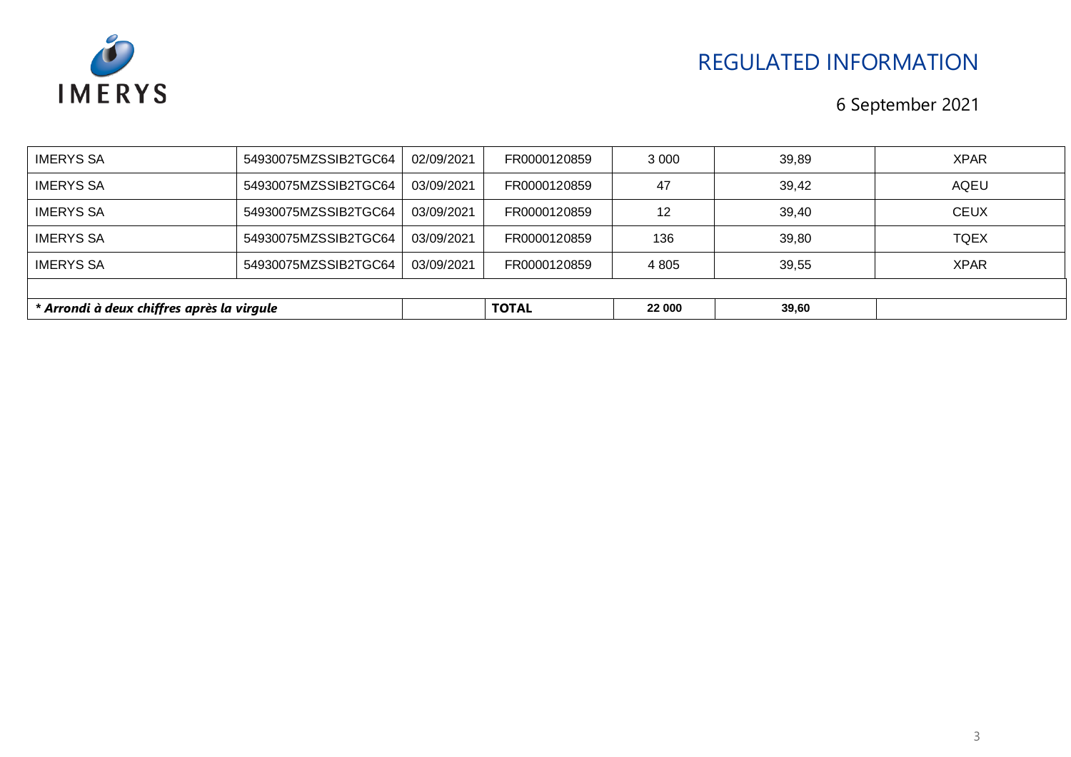| | | | | | | |
|---|---|---|---|---|---|---|
| IMERYS SA | 54930075MZSSIB2TGC64 | 02/09/2021 | FR0000120859 | 3 000 | 39,89 | XPAR |
| IMERYS SA | 54930075MZSSIB2TGC64 | 03/09/2021 | FR0000120859 | 47 | 39,42 | AQEU |
| IMERYS SA | 54930075MZSSIB2TGC64 | 03/09/2021 | FR0000120859 | 12 | 39,40 | CEUX |
| IMERYS SA | 54930075MZSSIB2TGC64 | 03/09/2021 | FR0000120859 | 136 | 39,80 | TQEX |
| IMERYS SA | 54930075MZSSIB2TGC64 | 03/09/2021 | FR0000120859 | 4 805 | 39,55 | XPAR |
| | | | | | | |
| ***** Arrondi à deux chiffres après la virgule*** | | | **TOTAL** | **22 000** | **39,60** | |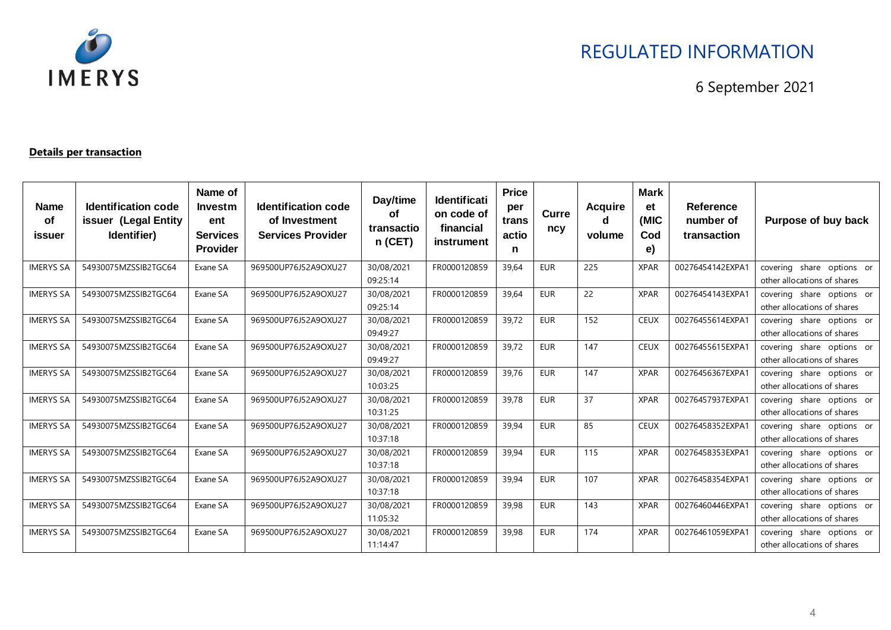# REGULATED INFORMATION

6 September 2021

**Details per transaction**

| Name of issuer | Identification code issuer (Legal Entity Identifier) | Name of Investment Services Provider | Identification code of Investment Services Provider | Day/time of transaction (CET) | Identification code of financial instrument | Price per transaction | Currency | Acquired volume | Market (MIC Code) | Reference number of transaction | Purpose of buy back |
|---|---|---|---|---|---|---|---|---|---|---|---|
| IMERYS SA | 54930075MZSSIB2TGC64 | Exane SA | 969500UP76J52A9OXU27 | 30/08/2021 09:25:14 | FR0000120859 | 39,64 | EUR | 225 | XPAR | 00276454142EXPA1 | covering share options or other allocations of shares |
| IMERYS SA | 54930075MZSSIB2TGC64 | Exane SA | 969500UP76J52A9OXU27 | 30/08/2021 09:25:14 | FR0000120859 | 39,64 | EUR | 22 | XPAR | 00276454143EXPA1 | covering share options or other allocations of shares |
| IMERYS SA | 54930075MZSSIB2TGC64 | Exane SA | 969500UP76J52A9OXU27 | 30/08/2021 09:49:27 | FR0000120859 | 39,72 | EUR | 152 | CEUX | 00276455614EXPA1 | covering share options or other allocations of shares |
| IMERYS SA | 54930075MZSSIB2TGC64 | Exane SA | 969500UP76J52A9OXU27 | 30/08/2021 09:49:27 | FR0000120859 | 39,72 | EUR | 147 | CEUX | 00276455615EXPA1 | covering share options or other allocations of shares |
| IMERYS SA | 54930075MZSSIB2TGC64 | Exane SA | 969500UP76J52A9OXU27 | 30/08/2021 10:03:25 | FR0000120859 | 39,76 | EUR | 147 | XPAR | 00276456367EXPA1 | covering share options or other allocations of shares |
| IMERYS SA | 54930075MZSSIB2TGC64 | Exane SA | 969500UP76J52A9OXU27 | 30/08/2021 10:31:25 | FR0000120859 | 39,78 | EUR | 37 | XPAR | 00276457937EXPA1 | covering share options or other allocations of shares |
| IMERYS SA | 54930075MZSSIB2TGC64 | Exane SA | 969500UP76J52A9OXU27 | 30/08/2021 10:37:18 | FR0000120859 | 39,94 | EUR | 85 | CEUX | 00276458352EXPA1 | covering share options or other allocations of shares |
| IMERYS SA | 54930075MZSSIB2TGC64 | Exane SA | 969500UP76J52A9OXU27 | 30/08/2021 10:37:18 | FR0000120859 | 39,94 | EUR | 115 | XPAR | 00276458353EXPA1 | covering share options or other allocations of shares |
| IMERYS SA | 54930075MZSSIB2TGC64 | Exane SA | 969500UP76J52A9OXU27 | 30/08/2021 10:37:18 | FR0000120859 | 39,94 | EUR | 107 | XPAR | 00276458354EXPA1 | covering share options or other allocations of shares |
| IMERYS SA | 54930075MZSSIB2TGC64 | Exane SA | 969500UP76J52A9OXU27 | 30/08/2021 11:05:32 | FR0000120859 | 39,98 | EUR | 143 | XPAR | 00276460446EXPA1 | covering share options or other allocations of shares |
| IMERYS SA | 54930075MZSSIB2TGC64 | Exane SA | 969500UP76J52A9OXU27 | 30/08/2021 11:14:47 | FR0000120859 | 39,98 | EUR | 174 | XPAR | 00276461059EXPA1 | covering share options or other allocations of shares |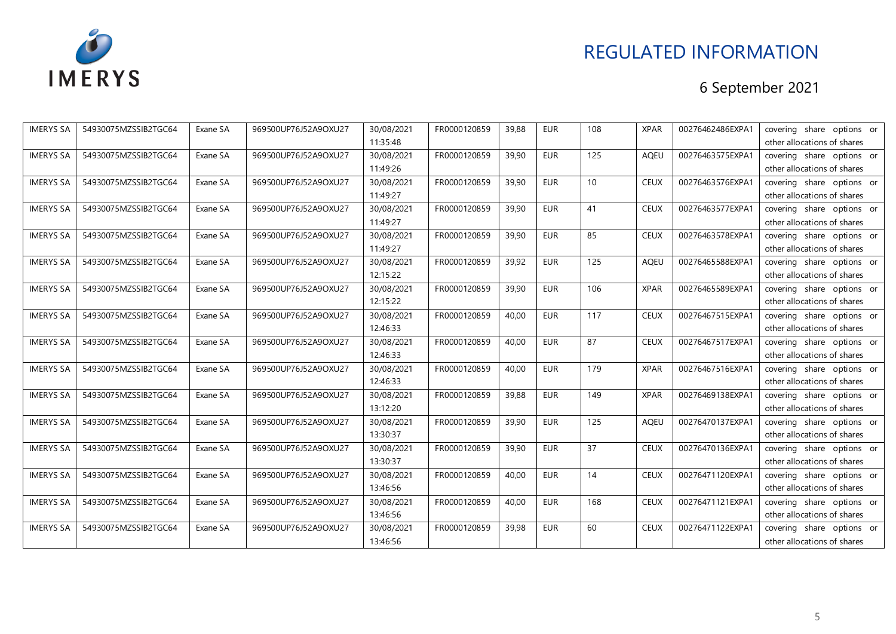# REGULATED INFORMATION

6 September 2021

| IMERYS SA | 54930075MZSSIB2TGC64 | Exane SA | 969500UP76J52A9OXU27 | 30/08/2021 11:35:48 | FR0000120859 | 39,88 | EUR | 108 | XPAR | 00276462486EXPA1 | covering share options or other allocations of shares |
|---|---|---|---|---|---|---|---|---|---|---|---|
| IMERYS SA | 54930075MZSSIB2TGC64 | Exane SA | 969500UP76J52A9OXU27 | 30/08/2021 11:49:26 | FR0000120859 | 39,90 | EUR | 125 | AQEU | 00276463575EXPA1 | covering share options or other allocations of shares |
| IMERYS SA | 54930075MZSSIB2TGC64 | Exane SA | 969500UP76J52A9OXU27 | 30/08/2021 11:49:27 | FR0000120859 | 39,90 | EUR | 10 | CEUX | 00276463576EXPA1 | covering share options or other allocations of shares |
| IMERYS SA | 54930075MZSSIB2TGC64 | Exane SA | 969500UP76J52A9OXU27 | 30/08/2021 11:49:27 | FR0000120859 | 39,90 | EUR | 41 | CEUX | 00276463577EXPA1 | covering share options or other allocations of shares |
| IMERYS SA | 54930075MZSSIB2TGC64 | Exane SA | 969500UP76J52A9OXU27 | 30/08/2021 11:49:27 | FR0000120859 | 39,90 | EUR | 85 | CEUX | 00276463578EXPA1 | covering share options or other allocations of shares |
| IMERYS SA | 54930075MZSSIB2TGC64 | Exane SA | 969500UP76J52A9OXU27 | 30/08/2021 12:15:22 | FR0000120859 | 39,92 | EUR | 125 | AQEU | 00276465588EXPA1 | covering share options or other allocations of shares |
| IMERYS SA | 54930075MZSSIB2TGC64 | Exane SA | 969500UP76J52A9OXU27 | 30/08/2021 12:15:22 | FR0000120859 | 39,90 | EUR | 106 | XPAR | 00276465589EXPA1 | covering share options or other allocations of shares |
| IMERYS SA | 54930075MZSSIB2TGC64 | Exane SA | 969500UP76J52A9OXU27 | 30/08/2021 12:46:33 | FR0000120859 | 40,00 | EUR | 117 | CEUX | 00276467515EXPA1 | covering share options or other allocations of shares |
| IMERYS SA | 54930075MZSSIB2TGC64 | Exane SA | 969500UP76J52A9OXU27 | 30/08/2021 12:46:33 | FR0000120859 | 40,00 | EUR | 87 | CEUX | 00276467517EXPA1 | covering share options or other allocations of shares |
| IMERYS SA | 54930075MZSSIB2TGC64 | Exane SA | 969500UP76J52A9OXU27 | 30/08/2021 12:46:33 | FR0000120859 | 40,00 | EUR | 179 | XPAR | 00276467516EXPA1 | covering share options or other allocations of shares |
| IMERYS SA | 54930075MZSSIB2TGC64 | Exane SA | 969500UP76J52A9OXU27 | 30/08/2021 13:12:20 | FR0000120859 | 39,88 | EUR | 149 | XPAR | 00276469138EXPA1 | covering share options or other allocations of shares |
| IMERYS SA | 54930075MZSSIB2TGC64 | Exane SA | 969500UP76J52A9OXU27 | 30/08/2021 13:30:37 | FR0000120859 | 39,90 | EUR | 125 | AQEU | 00276470137EXPA1 | covering share options or other allocations of shares |
| IMERYS SA | 54930075MZSSIB2TGC64 | Exane SA | 969500UP76J52A9OXU27 | 30/08/2021 13:30:37 | FR0000120859 | 39,90 | EUR | 37 | CEUX | 00276470136EXPA1 | covering share options or other allocations of shares |
| IMERYS SA | 54930075MZSSIB2TGC64 | Exane SA | 969500UP76J52A9OXU27 | 30/08/2021 13:46:56 | FR0000120859 | 40,00 | EUR | 14 | CEUX | 00276471120EXPA1 | covering share options or other allocations of shares |
| IMERYS SA | 54930075MZSSIB2TGC64 | Exane SA | 969500UP76J52A9OXU27 | 30/08/2021 13:46:56 | FR0000120859 | 40,00 | EUR | 168 | CEUX | 00276471121EXPA1 | covering share options or other allocations of shares |
| IMERYS SA | 54930075MZSSIB2TGC64 | Exane SA | 969500UP76J52A9OXU27 | 30/08/2021 13:46:56 | FR0000120859 | 39,98 | EUR | 60 | CEUX | 00276471122EXPA1 | covering share options or other allocations of shares |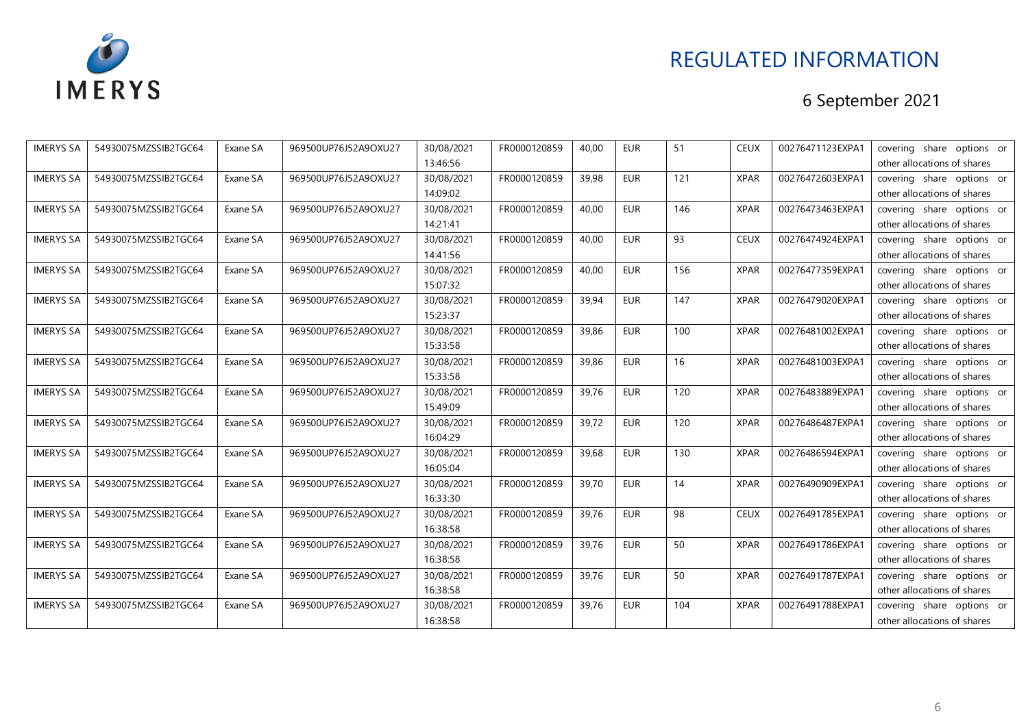# REGULATED INFORMATION

6 September 2021

| | | | | | | | | | | | |
|---|---|---|---|---|---|---|---|---|---|---|---|
| IMERYS SA | 54930075MZSSIB2TGC64 | Exane SA | 969500UP76J52A9OXU27 | 30/08/2021 13:46:56 | FR0000120859 | 40,00 | EUR | 51 | CEUX | 00276471123EXPA1 | covering share options or other allocations of shares |
| IMERYS SA | 54930075MZSSIB2TGC64 | Exane SA | 969500UP76J52A9OXU27 | 30/08/2021 14:09:02 | FR0000120859 | 39,98 | EUR | 121 | XPAR | 00276472603EXPA1 | covering share options or other allocations of shares |
| IMERYS SA | 54930075MZSSIB2TGC64 | Exane SA | 969500UP76J52A9OXU27 | 30/08/2021 14:21:41 | FR0000120859 | 40,00 | EUR | 146 | XPAR | 00276473463EXPA1 | covering share options or other allocations of shares |
| IMERYS SA | 54930075MZSSIB2TGC64 | Exane SA | 969500UP76J52A9OXU27 | 30/08/2021 14:41:56 | FR0000120859 | 40,00 | EUR | 93 | CEUX | 00276474924EXPA1 | covering share options or other allocations of shares |
| IMERYS SA | 54930075MZSSIB2TGC64 | Exane SA | 969500UP76J52A9OXU27 | 30/08/2021 15:07:32 | FR0000120859 | 40,00 | EUR | 156 | XPAR | 00276477359EXPA1 | covering share options or other allocations of shares |
| IMERYS SA | 54930075MZSSIB2TGC64 | Exane SA | 969500UP76J52A9OXU27 | 30/08/2021 15:23:37 | FR0000120859 | 39,94 | EUR | 147 | XPAR | 00276479020EXPA1 | covering share options or other allocations of shares |
| IMERYS SA | 54930075MZSSIB2TGC64 | Exane SA | 969500UP76J52A9OXU27 | 30/08/2021 15:33:58 | FR0000120859 | 39,86 | EUR | 100 | XPAR | 00276481002EXPA1 | covering share options or other allocations of shares |
| IMERYS SA | 54930075MZSSIB2TGC64 | Exane SA | 969500UP76J52A9OXU27 | 30/08/2021 15:33:58 | FR0000120859 | 39,86 | EUR | 16 | XPAR | 00276481003EXPA1 | covering share options or other allocations of shares |
| IMERYS SA | 54930075MZSSIB2TGC64 | Exane SA | 969500UP76J52A9OXU27 | 30/08/2021 15:49:09 | FR0000120859 | 39,76 | EUR | 120 | XPAR | 00276483889EXPA1 | covering share options or other allocations of shares |
| IMERYS SA | 54930075MZSSIB2TGC64 | Exane SA | 969500UP76J52A9OXU27 | 30/08/2021 16:04:29 | FR0000120859 | 39,72 | EUR | 120 | XPAR | 00276486487EXPA1 | covering share options or other allocations of shares |
| IMERYS SA | 54930075MZSSIB2TGC64 | Exane SA | 969500UP76J52A9OXU27 | 30/08/2021 16:05:04 | FR0000120859 | 39,68 | EUR | 130 | XPAR | 00276486594EXPA1 | covering share options or other allocations of shares |
| IMERYS SA | 54930075MZSSIB2TGC64 | Exane SA | 969500UP76J52A9OXU27 | 30/08/2021 16:33:30 | FR0000120859 | 39,70 | EUR | 14 | XPAR | 00276490909EXPA1 | covering share options or other allocations of shares |
| IMERYS SA | 54930075MZSSIB2TGC64 | Exane SA | 969500UP76J52A9OXU27 | 30/08/2021 16:38:58 | FR0000120859 | 39,76 | EUR | 98 | CEUX | 00276491785EXPA1 | covering share options or other allocations of shares |
| IMERYS SA | 54930075MZSSIB2TGC64 | Exane SA | 969500UP76J52A9OXU27 | 30/08/2021 16:38:58 | FR0000120859 | 39,76 | EUR | 50 | XPAR | 00276491786EXPA1 | covering share options or other allocations of shares |
| IMERYS SA | 54930075MZSSIB2TGC64 | Exane SA | 969500UP76J52A9OXU27 | 30/08/2021 16:38:58 | FR0000120859 | 39,76 | EUR | 50 | XPAR | 00276491787EXPA1 | covering share options or other allocations of shares |
| IMERYS SA | 54930075MZSSIB2TGC64 | Exane SA | 969500UP76J52A9OXU27 | 30/08/2021 16:38:58 | FR0000120859 | 39,76 | EUR | 104 | XPAR | 00276491788EXPA1 | covering share options or other allocations of shares |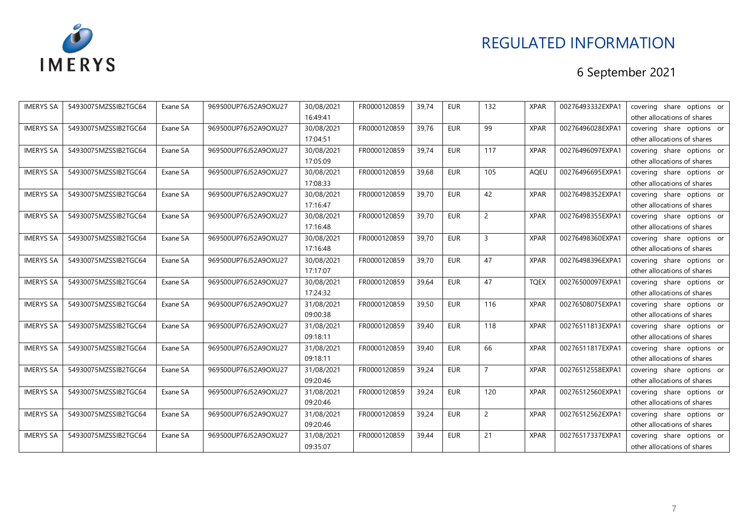# REGULATED INFORMATION

6 September 2021

| | | | | | | | | | | | |
|---|---|---|---|---|---|---|---|---|---|---|---|
| IMERYS SA | 54930075MZSSIB2TGC64 | Exane SA | 969500UP76J52A9OXU27 | 30/08/2021 16:49:41 | FR0000120859 | 39,74 | EUR | 132 | XPAR | 00276493332EXPA1 | covering share options or other allocations of shares |
| IMERYS SA | 54930075MZSSIB2TGC64 | Exane SA | 969500UP76J52A9OXU27 | 30/08/2021 17:04:51 | FR0000120859 | 39,76 | EUR | 99 | XPAR | 00276496028EXPA1 | covering share options or other allocations of shares |
| IMERYS SA | 54930075MZSSIB2TGC64 | Exane SA | 969500UP76J52A9OXU27 | 30/08/2021 17:05:09 | FR0000120859 | 39,74 | EUR | 117 | XPAR | 00276496097EXPA1 | covering share options or other allocations of shares |
| IMERYS SA | 54930075MZSSIB2TGC64 | Exane SA | 969500UP76J52A9OXU27 | 30/08/2021 17:08:33 | FR0000120859 | 39,68 | EUR | 105 | AQEU | 00276496695EXPA1 | covering share options or other allocations of shares |
| IMERYS SA | 54930075MZSSIB2TGC64 | Exane SA | 969500UP76J52A9OXU27 | 30/08/2021 17:16:47 | FR0000120859 | 39,70 | EUR | 42 | XPAR | 00276498352EXPA1 | covering share options or other allocations of shares |
| IMERYS SA | 54930075MZSSIB2TGC64 | Exane SA | 969500UP76J52A9OXU27 | 30/08/2021 17:16:48 | FR0000120859 | 39,70 | EUR | 2 | XPAR | 00276498355EXPA1 | covering share options or other allocations of shares |
| IMERYS SA | 54930075MZSSIB2TGC64 | Exane SA | 969500UP76J52A9OXU27 | 30/08/2021 17:16:48 | FR0000120859 | 39,70 | EUR | 3 | XPAR | 00276498360EXPA1 | covering share options or other allocations of shares |
| IMERYS SA | 54930075MZSSIB2TGC64 | Exane SA | 969500UP76J52A9OXU27 | 30/08/2021 17:17:07 | FR0000120859 | 39,70 | EUR | 47 | XPAR | 00276498396EXPA1 | covering share options or other allocations of shares |
| IMERYS SA | 54930075MZSSIB2TGC64 | Exane SA | 969500UP76J52A9OXU27 | 30/08/2021 17:24:32 | FR0000120859 | 39,64 | EUR | 47 | TQEX | 00276500097EXPA1 | covering share options or other allocations of shares |
| IMERYS SA | 54930075MZSSIB2TGC64 | Exane SA | 969500UP76J52A9OXU27 | 31/08/2021 09:00:38 | FR0000120859 | 39,50 | EUR | 116 | XPAR | 00276508075EXPA1 | covering share options or other allocations of shares |
| IMERYS SA | 54930075MZSSIB2TGC64 | Exane SA | 969500UP76J52A9OXU27 | 31/08/2021 09:18:11 | FR0000120859 | 39,40 | EUR | 118 | XPAR | 00276511813EXPA1 | covering share options or other allocations of shares |
| IMERYS SA | 54930075MZSSIB2TGC64 | Exane SA | 969500UP76J52A9OXU27 | 31/08/2021 09:18:11 | FR0000120859 | 39,40 | EUR | 66 | XPAR | 00276511817EXPA1 | covering share options or other allocations of shares |
| IMERYS SA | 54930075MZSSIB2TGC64 | Exane SA | 969500UP76J52A9OXU27 | 31/08/2021 09:20:46 | FR0000120859 | 39,24 | EUR | 7 | XPAR | 00276512558EXPA1 | covering share options or other allocations of shares |
| IMERYS SA | 54930075MZSSIB2TGC64 | Exane SA | 969500UP76J52A9OXU27 | 31/08/2021 09:20:46 | FR0000120859 | 39,24 | EUR | 120 | XPAR | 00276512560EXPA1 | covering share options or other allocations of shares |
| IMERYS SA | 54930075MZSSIB2TGC64 | Exane SA | 969500UP76J52A9OXU27 | 31/08/2021 09:20:46 | FR0000120859 | 39,24 | EUR | 2 | XPAR | 00276512562EXPA1 | covering share options or other allocations of shares |
| IMERYS SA | 54930075MZSSIB2TGC64 | Exane SA | 969500UP76J52A9OXU27 | 31/08/2021 09:35:07 | FR0000120859 | 39,44 | EUR | 21 | XPAR | 00276517337EXPA1 | covering share options or other allocations of shares |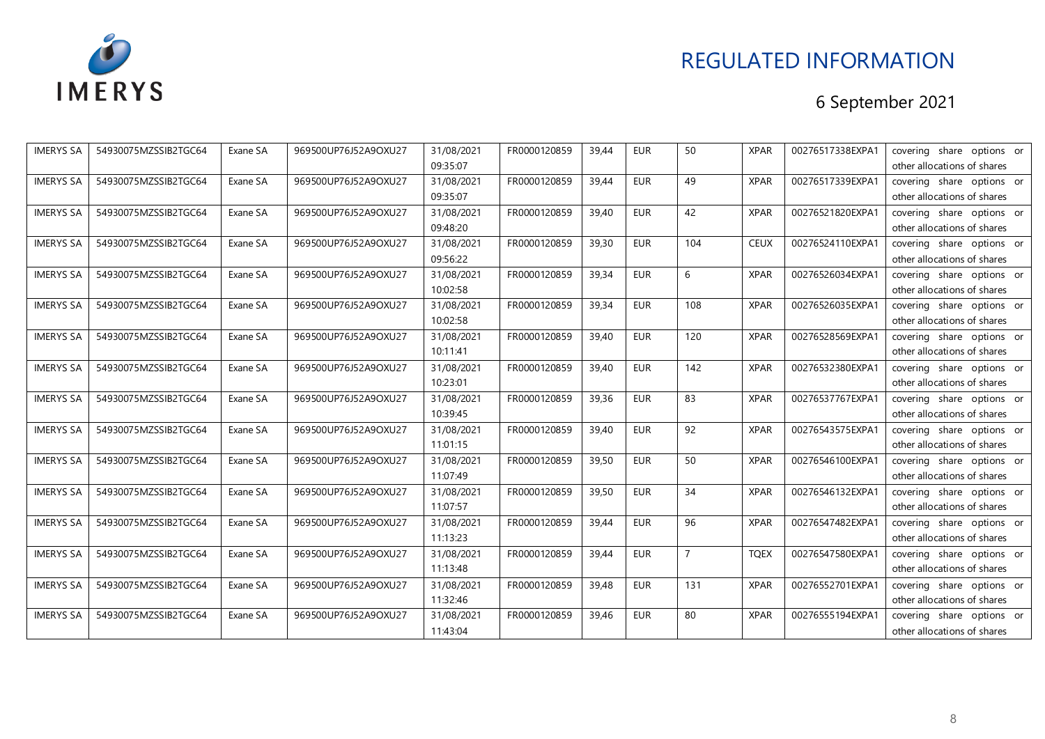# REGULATED INFORMATION

6 September 2021

| | | | | | | | | | | | |
|---|---|---|---|---|---|---|---|---|---|---|---|
| IMERYS SA | 54930075MZSSIB2TGC64 | Exane SA | 969500UP76J52A9OXU27 | 31/08/2021 09:35:07 | FR0000120859 | 39,44 | EUR | 50 | XPAR | 00276517338EXPA1 | covering share options or other allocations of shares |
| IMERYS SA | 54930075MZSSIB2TGC64 | Exane SA | 969500UP76J52A9OXU27 | 31/08/2021 09:35:07 | FR0000120859 | 39,44 | EUR | 49 | XPAR | 00276517339EXPA1 | covering share options or other allocations of shares |
| IMERYS SA | 54930075MZSSIB2TGC64 | Exane SA | 969500UP76J52A9OXU27 | 31/08/2021 09:48:20 | FR0000120859 | 39,40 | EUR | 42 | XPAR | 00276521820EXPA1 | covering share options or other allocations of shares |
| IMERYS SA | 54930075MZSSIB2TGC64 | Exane SA | 969500UP76J52A9OXU27 | 31/08/2021 09:56:22 | FR0000120859 | 39,30 | EUR | 104 | CEUX | 00276524110EXPA1 | covering share options or other allocations of shares |
| IMERYS SA | 54930075MZSSIB2TGC64 | Exane SA | 969500UP76J52A9OXU27 | 31/08/2021 10:02:58 | FR0000120859 | 39,34 | EUR | 6 | XPAR | 00276526034EXPA1 | covering share options or other allocations of shares |
| IMERYS SA | 54930075MZSSIB2TGC64 | Exane SA | 969500UP76J52A9OXU27 | 31/08/2021 10:02:58 | FR0000120859 | 39,34 | EUR | 108 | XPAR | 00276526035EXPA1 | covering share options or other allocations of shares |
| IMERYS SA | 54930075MZSSIB2TGC64 | Exane SA | 969500UP76J52A9OXU27 | 31/08/2021 10:11:41 | FR0000120859 | 39,40 | EUR | 120 | XPAR | 00276528569EXPA1 | covering share options or other allocations of shares |
| IMERYS SA | 54930075MZSSIB2TGC64 | Exane SA | 969500UP76J52A9OXU27 | 31/08/2021 10:23:01 | FR0000120859 | 39,40 | EUR | 142 | XPAR | 00276532380EXPA1 | covering share options or other allocations of shares |
| IMERYS SA | 54930075MZSSIB2TGC64 | Exane SA | 969500UP76J52A9OXU27 | 31/08/2021 10:39:45 | FR0000120859 | 39,36 | EUR | 83 | XPAR | 00276537767EXPA1 | covering share options or other allocations of shares |
| IMERYS SA | 54930075MZSSIB2TGC64 | Exane SA | 969500UP76J52A9OXU27 | 31/08/2021 11:01:15 | FR0000120859 | 39,40 | EUR | 92 | XPAR | 00276543575EXPA1 | covering share options or other allocations of shares |
| IMERYS SA | 54930075MZSSIB2TGC64 | Exane SA | 969500UP76J52A9OXU27 | 31/08/2021 11:07:49 | FR0000120859 | 39,50 | EUR | 50 | XPAR | 00276546100EXPA1 | covering share options or other allocations of shares |
| IMERYS SA | 54930075MZSSIB2TGC64 | Exane SA | 969500UP76J52A9OXU27 | 31/08/2021 11:07:57 | FR0000120859 | 39,50 | EUR | 34 | XPAR | 00276546132EXPA1 | covering share options or other allocations of shares |
| IMERYS SA | 54930075MZSSIB2TGC64 | Exane SA | 969500UP76J52A9OXU27 | 31/08/2021 11:13:23 | FR0000120859 | 39,44 | EUR | 96 | XPAR | 00276547482EXPA1 | covering share options or other allocations of shares |
| IMERYS SA | 54930075MZSSIB2TGC64 | Exane SA | 969500UP76J52A9OXU27 | 31/08/2021 11:13:48 | FR0000120859 | 39,44 | EUR | 7 | TQEX | 00276547580EXPA1 | covering share options or other allocations of shares |
| IMERYS SA | 54930075MZSSIB2TGC64 | Exane SA | 969500UP76J52A9OXU27 | 31/08/2021 11:32:46 | FR0000120859 | 39,48 | EUR | 131 | XPAR | 00276552701EXPA1 | covering share options or other allocations of shares |
| IMERYS SA | 54930075MZSSIB2TGC64 | Exane SA | 969500UP76J52A9OXU27 | 31/08/2021 11:43:04 | FR0000120859 | 39,46 | EUR | 80 | XPAR | 00276555194EXPA1 | covering share options or other allocations of shares |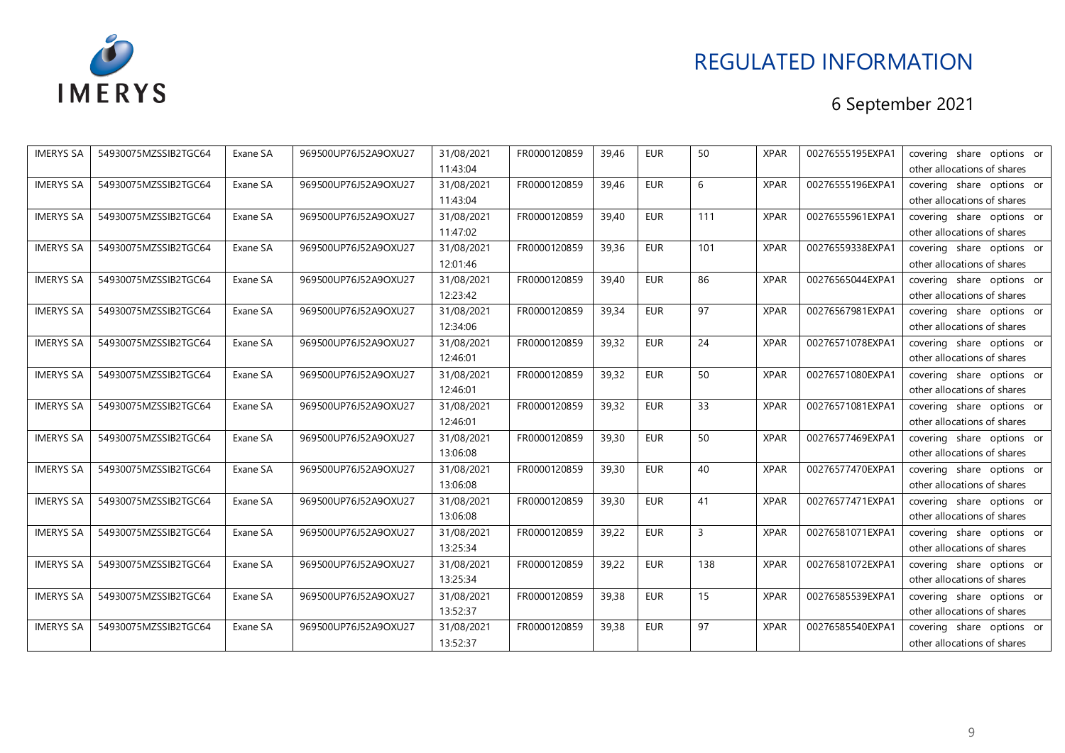# REGULATED INFORMATION

6 September 2021

| IMERYS SA | 54930075MZSSIB2TGC64 | Exane SA | 969500UP76J52A9OXU27 | 31/08/2021 11:43:04 | FR0000120859 | 39,46 | EUR | 50 | XPAR | 00276555195EXPA1 | covering share options or other allocations of shares |
|---|---|---|---|---|---|---|---|---|---|---|---|
| IMERYS SA | 54930075MZSSIB2TGC64 | Exane SA | 969500UP76J52A9OXU27 | 31/08/2021 11:43:04 | FR0000120859 | 39,46 | EUR | 6 | XPAR | 00276555196EXPA1 | covering share options or other allocations of shares |
| IMERYS SA | 54930075MZSSIB2TGC64 | Exane SA | 969500UP76J52A9OXU27 | 31/08/2021 11:47:02 | FR0000120859 | 39,40 | EUR | 111 | XPAR | 00276555961EXPA1 | covering share options or other allocations of shares |
| IMERYS SA | 54930075MZSSIB2TGC64 | Exane SA | 969500UP76J52A9OXU27 | 31/08/2021 12:01:46 | FR0000120859 | 39,36 | EUR | 101 | XPAR | 00276559338EXPA1 | covering share options or other allocations of shares |
| IMERYS SA | 54930075MZSSIB2TGC64 | Exane SA | 969500UP76J52A9OXU27 | 31/08/2021 12:23:42 | FR0000120859 | 39,40 | EUR | 86 | XPAR | 00276565044EXPA1 | covering share options or other allocations of shares |
| IMERYS SA | 54930075MZSSIB2TGC64 | Exane SA | 969500UP76J52A9OXU27 | 31/08/2021 12:34:06 | FR0000120859 | 39,34 | EUR | 97 | XPAR | 00276567981EXPA1 | covering share options or other allocations of shares |
| IMERYS SA | 54930075MZSSIB2TGC64 | Exane SA | 969500UP76J52A9OXU27 | 31/08/2021 12:46:01 | FR0000120859 | 39,32 | EUR | 24 | XPAR | 00276571078EXPA1 | covering share options or other allocations of shares |
| IMERYS SA | 54930075MZSSIB2TGC64 | Exane SA | 969500UP76J52A9OXU27 | 31/08/2021 12:46:01 | FR0000120859 | 39,32 | EUR | 50 | XPAR | 00276571080EXPA1 | covering share options or other allocations of shares |
| IMERYS SA | 54930075MZSSIB2TGC64 | Exane SA | 969500UP76J52A9OXU27 | 31/08/2021 12:46:01 | FR0000120859 | 39,32 | EUR | 33 | XPAR | 00276571081EXPA1 | covering share options or other allocations of shares |
| IMERYS SA | 54930075MZSSIB2TGC64 | Exane SA | 969500UP76J52A9OXU27 | 31/08/2021 13:06:08 | FR0000120859 | 39,30 | EUR | 50 | XPAR | 00276577469EXPA1 | covering share options or other allocations of shares |
| IMERYS SA | 54930075MZSSIB2TGC64 | Exane SA | 969500UP76J52A9OXU27 | 31/08/2021 13:06:08 | FR0000120859 | 39,30 | EUR | 40 | XPAR | 00276577470EXPA1 | covering share options or other allocations of shares |
| IMERYS SA | 54930075MZSSIB2TGC64 | Exane SA | 969500UP76J52A9OXU27 | 31/08/2021 13:06:08 | FR0000120859 | 39,30 | EUR | 41 | XPAR | 00276577471EXPA1 | covering share options or other allocations of shares |
| IMERYS SA | 54930075MZSSIB2TGC64 | Exane SA | 969500UP76J52A9OXU27 | 31/08/2021 13:25:34 | FR0000120859 | 39,22 | EUR | 3 | XPAR | 00276581071EXPA1 | covering share options or other allocations of shares |
| IMERYS SA | 54930075MZSSIB2TGC64 | Exane SA | 969500UP76J52A9OXU27 | 31/08/2021 13:25:34 | FR0000120859 | 39,22 | EUR | 138 | XPAR | 00276581072EXPA1 | covering share options or other allocations of shares |
| IMERYS SA | 54930075MZSSIB2TGC64 | Exane SA | 969500UP76J52A9OXU27 | 31/08/2021 13:52:37 | FR0000120859 | 39,38 | EUR | 15 | XPAR | 00276585539EXPA1 | covering share options or other allocations of shares |
| IMERYS SA | 54930075MZSSIB2TGC64 | Exane SA | 969500UP76J52A9OXU27 | 31/08/2021 13:52:37 | FR0000120859 | 39,38 | EUR | 97 | XPAR | 00276585540EXPA1 | covering share options or other allocations of shares |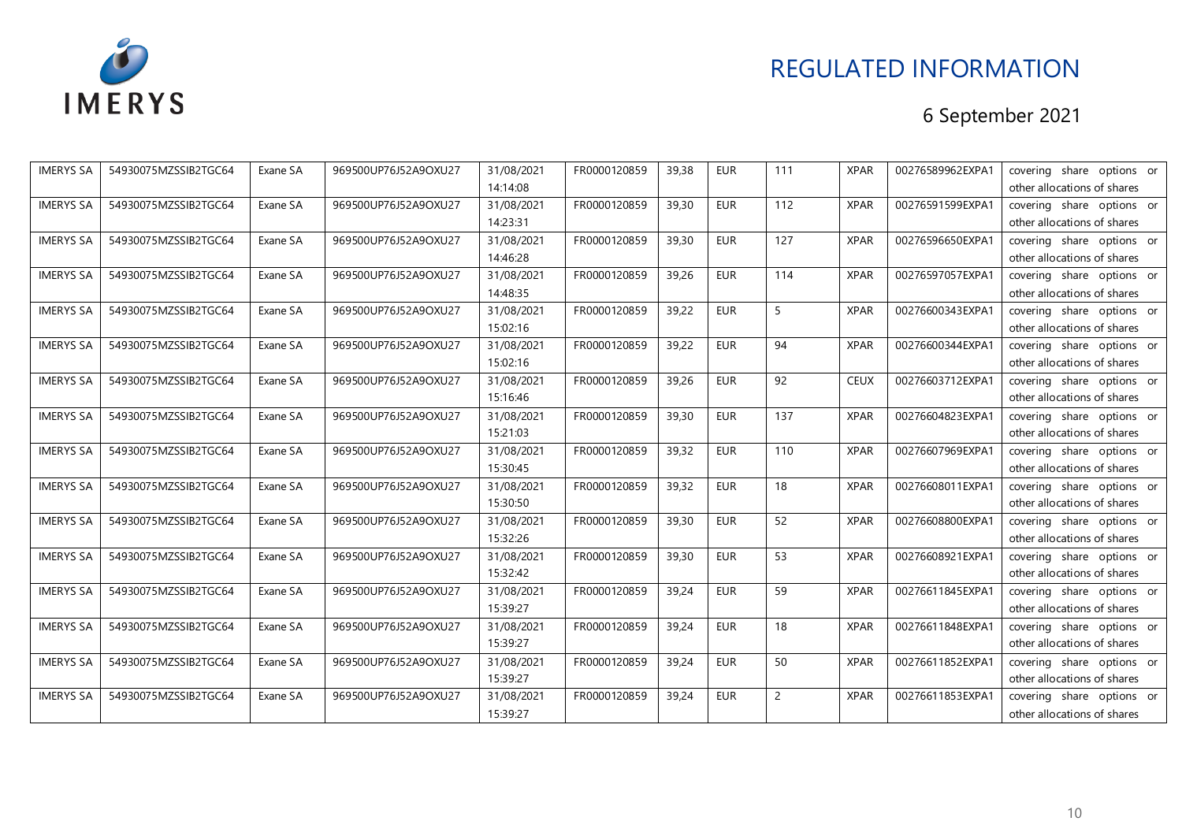REGULATED INFORMATION

6 September 2021

| | | | | | | | | | | | |
|---|---|---|---|---|---|---|---|---|---|---|---|
| IMERYS SA | 54930075MZSSIB2TGC64 | Exane SA | 969500UP76J52A9OXU27 | 31/08/2021 14:14:08 | FR0000120859 | 39,38 | EUR | 111 | XPAR | 00276589962EXPA1 | covering share options or other allocations of shares |
| IMERYS SA | 54930075MZSSIB2TGC64 | Exane SA | 969500UP76J52A9OXU27 | 31/08/2021 14:23:31 | FR0000120859 | 39,30 | EUR | 112 | XPAR | 00276591599EXPA1 | covering share options or other allocations of shares |
| IMERYS SA | 54930075MZSSIB2TGC64 | Exane SA | 969500UP76J52A9OXU27 | 31/08/2021 14:46:28 | FR0000120859 | 39,30 | EUR | 127 | XPAR | 00276596650EXPA1 | covering share options or other allocations of shares |
| IMERYS SA | 54930075MZSSIB2TGC64 | Exane SA | 969500UP76J52A9OXU27 | 31/08/2021 14:48:35 | FR0000120859 | 39,26 | EUR | 114 | XPAR | 00276597057EXPA1 | covering share options or other allocations of shares |
| IMERYS SA | 54930075MZSSIB2TGC64 | Exane SA | 969500UP76J52A9OXU27 | 31/08/2021 15:02:16 | FR0000120859 | 39,22 | EUR | 5 | XPAR | 00276600343EXPA1 | covering share options or other allocations of shares |
| IMERYS SA | 54930075MZSSIB2TGC64 | Exane SA | 969500UP76J52A9OXU27 | 31/08/2021 15:02:16 | FR0000120859 | 39,22 | EUR | 94 | XPAR | 00276600344EXPA1 | covering share options or other allocations of shares |
| IMERYS SA | 54930075MZSSIB2TGC64 | Exane SA | 969500UP76J52A9OXU27 | 31/08/2021 15:16:46 | FR0000120859 | 39,26 | EUR | 92 | CEUX | 00276603712EXPA1 | covering share options or other allocations of shares |
| IMERYS SA | 54930075MZSSIB2TGC64 | Exane SA | 969500UP76J52A9OXU27 | 31/08/2021 15:21:03 | FR0000120859 | 39,30 | EUR | 137 | XPAR | 00276604823EXPA1 | covering share options or other allocations of shares |
| IMERYS SA | 54930075MZSSIB2TGC64 | Exane SA | 969500UP76J52A9OXU27 | 31/08/2021 15:30:45 | FR0000120859 | 39,32 | EUR | 110 | XPAR | 00276607969EXPA1 | covering share options or other allocations of shares |
| IMERYS SA | 54930075MZSSIB2TGC64 | Exane SA | 969500UP76J52A9OXU27 | 31/08/2021 15:30:50 | FR0000120859 | 39,32 | EUR | 18 | XPAR | 00276608011EXPA1 | covering share options or other allocations of shares |
| IMERYS SA | 54930075MZSSIB2TGC64 | Exane SA | 969500UP76J52A9OXU27 | 31/08/2021 15:32:26 | FR0000120859 | 39,30 | EUR | 52 | XPAR | 00276608800EXPA1 | covering share options or other allocations of shares |
| IMERYS SA | 54930075MZSSIB2TGC64 | Exane SA | 969500UP76J52A9OXU27 | 31/08/2021 15:32:42 | FR0000120859 | 39,30 | EUR | 53 | XPAR | 00276608921EXPA1 | covering share options or other allocations of shares |
| IMERYS SA | 54930075MZSSIB2TGC64 | Exane SA | 969500UP76J52A9OXU27 | 31/08/2021 15:39:27 | FR0000120859 | 39,24 | EUR | 59 | XPAR | 00276611845EXPA1 | covering share options or other allocations of shares |
| IMERYS SA | 54930075MZSSIB2TGC64 | Exane SA | 969500UP76J52A9OXU27 | 31/08/2021 15:39:27 | FR0000120859 | 39,24 | EUR | 18 | XPAR | 00276611848EXPA1 | covering share options or other allocations of shares |
| IMERYS SA | 54930075MZSSIB2TGC64 | Exane SA | 969500UP76J52A9OXU27 | 31/08/2021 15:39:27 | FR0000120859 | 39,24 | EUR | 50 | XPAR | 00276611852EXPA1 | covering share options or other allocations of shares |
| IMERYS SA | 54930075MZSSIB2TGC64 | Exane SA | 969500UP76J52A9OXU27 | 31/08/2021 15:39:27 | FR0000120859 | 39,24 | EUR | 2 | XPAR | 00276611853EXPA1 | covering share options or other allocations of shares |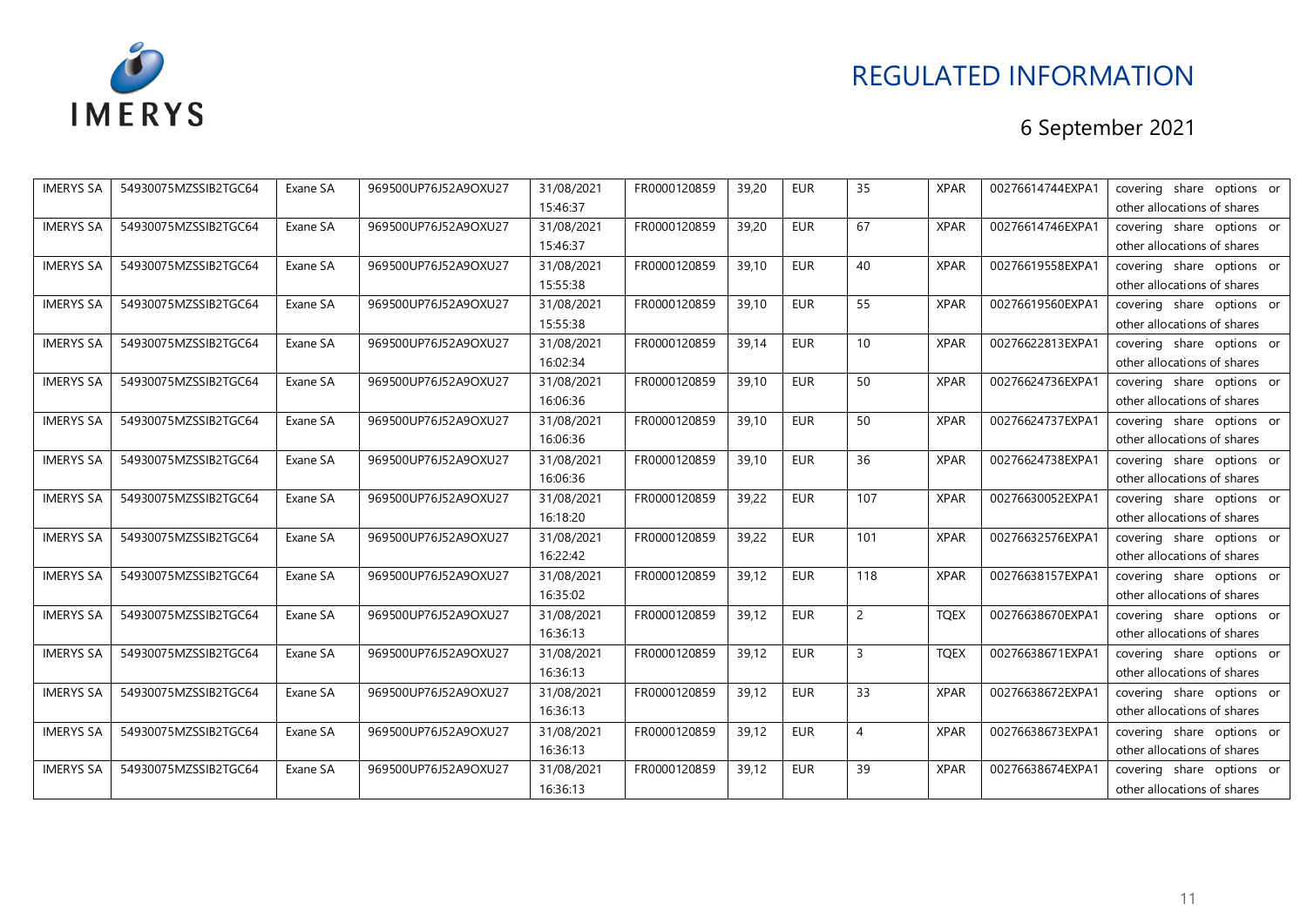| IMERYS SA | 54930075MZSSIB2TGC64 | Exane SA | 969500UP76J52A9OXU27 | 31/08/2021 15:46:37 | FR0000120859 | 39,20 | EUR | 35 | XPAR | 00276614744EXPA1 | covering share options or other allocations of shares |
|---|---|---|---|---|---|---|---|---|---|---|---|
| IMERYS SA | 54930075MZSSIB2TGC64 | Exane SA | 969500UP76J52A9OXU27 | 31/08/2021 15:46:37 | FR0000120859 | 39,20 | EUR | 67 | XPAR | 00276614746EXPA1 | covering share options or other allocations of shares |
| IMERYS SA | 54930075MZSSIB2TGC64 | Exane SA | 969500UP76J52A9OXU27 | 31/08/2021 15:55:38 | FR0000120859 | 39,10 | EUR | 40 | XPAR | 00276619558EXPA1 | covering share options or other allocations of shares |
| IMERYS SA | 54930075MZSSIB2TGC64 | Exane SA | 969500UP76J52A9OXU27 | 31/08/2021 15:55:38 | FR0000120859 | 39,10 | EUR | 55 | XPAR | 00276619560EXPA1 | covering share options or other allocations of shares |
| IMERYS SA | 54930075MZSSIB2TGC64 | Exane SA | 969500UP76J52A9OXU27 | 31/08/2021 16:02:34 | FR0000120859 | 39,14 | EUR | 10 | XPAR | 00276622813EXPA1 | covering share options or other allocations of shares |
| IMERYS SA | 54930075MZSSIB2TGC64 | Exane SA | 969500UP76J52A9OXU27 | 31/08/2021 16:06:36 | FR0000120859 | 39,10 | EUR | 50 | XPAR | 00276624736EXPA1 | covering share options or other allocations of shares |
| IMERYS SA | 54930075MZSSIB2TGC64 | Exane SA | 969500UP76J52A9OXU27 | 31/08/2021 16:06:36 | FR0000120859 | 39,10 | EUR | 50 | XPAR | 00276624737EXPA1 | covering share options or other allocations of shares |
| IMERYS SA | 54930075MZSSIB2TGC64 | Exane SA | 969500UP76J52A9OXU27 | 31/08/2021 16:06:36 | FR0000120859 | 39,10 | EUR | 36 | XPAR | 00276624738EXPA1 | covering share options or other allocations of shares |
| IMERYS SA | 54930075MZSSIB2TGC64 | Exane SA | 969500UP76J52A9OXU27 | 31/08/2021 16:18:20 | FR0000120859 | 39,22 | EUR | 107 | XPAR | 00276630052EXPA1 | covering share options or other allocations of shares |
| IMERYS SA | 54930075MZSSIB2TGC64 | Exane SA | 969500UP76J52A9OXU27 | 31/08/2021 16:22:42 | FR0000120859 | 39,22 | EUR | 101 | XPAR | 00276632576EXPA1 | covering share options or other allocations of shares |
| IMERYS SA | 54930075MZSSIB2TGC64 | Exane SA | 969500UP76J52A9OXU27 | 31/08/2021 16:35:02 | FR0000120859 | 39,12 | EUR | 118 | XPAR | 00276638157EXPA1 | covering share options or other allocations of shares |
| IMERYS SA | 54930075MZSSIB2TGC64 | Exane SA | 969500UP76J52A9OXU27 | 31/08/2021 16:36:13 | FR0000120859 | 39,12 | EUR | 2 | TQEX | 00276638670EXPA1 | covering share options or other allocations of shares |
| IMERYS SA | 54930075MZSSIB2TGC64 | Exane SA | 969500UP76J52A9OXU27 | 31/08/2021 16:36:13 | FR0000120859 | 39,12 | EUR | 3 | TQEX | 00276638671EXPA1 | covering share options or other allocations of shares |
| IMERYS SA | 54930075MZSSIB2TGC64 | Exane SA | 969500UP76J52A9OXU27 | 31/08/2021 16:36:13 | FR0000120859 | 39,12 | EUR | 33 | XPAR | 00276638672EXPA1 | covering share options or other allocations of shares |
| IMERYS SA | 54930075MZSSIB2TGC64 | Exane SA | 969500UP76J52A9OXU27 | 31/08/2021 16:36:13 | FR0000120859 | 39,12 | EUR | 4 | XPAR | 00276638673EXPA1 | covering share options or other allocations of shares |
| IMERYS SA | 54930075MZSSIB2TGC64 | Exane SA | 969500UP76J52A9OXU27 | 31/08/2021 16:36:13 | FR0000120859 | 39,12 | EUR | 39 | XPAR | 00276638674EXPA1 | covering share options or other allocations of shares |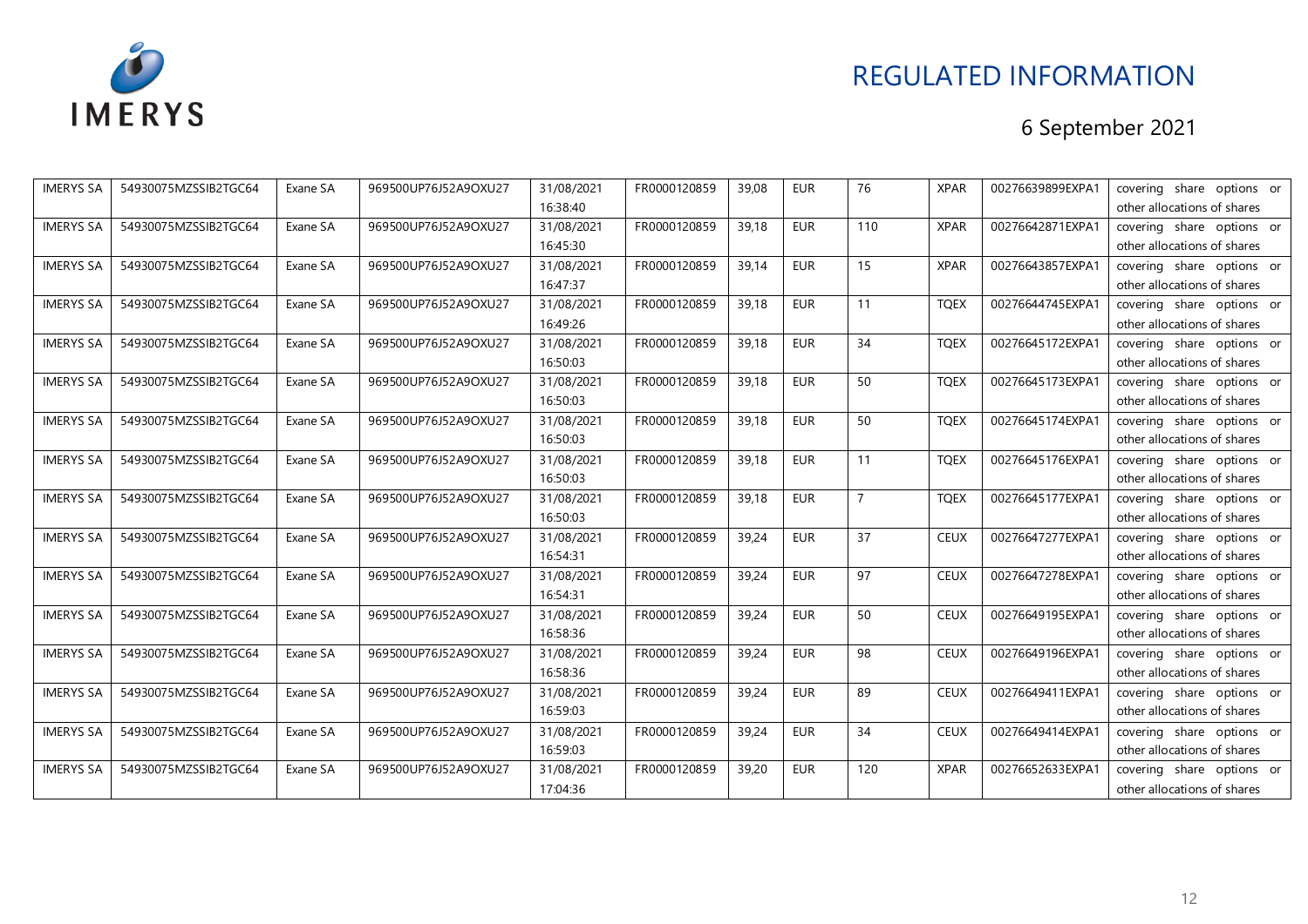# REGULATED INFORMATION

6 September 2021

| IMERYS SA | 54930075MZSSIB2TGC64 | Exane SA | 969500UP76J52A9OXU27 | 31/08/2021 16:38:40 | FR0000120859 | 39,08 | EUR | 76 | XPAR | 00276639899EXPA1 | covering share options or other allocations of shares |
|---|---|---|---|---|---|---|---|---|---|---|---|
| IMERYS SA | 54930075MZSSIB2TGC64 | Exane SA | 969500UP76J52A9OXU27 | 31/08/2021 16:45:30 | FR0000120859 | 39,18 | EUR | 110 | XPAR | 00276642871EXPA1 | covering share options or other allocations of shares |
| IMERYS SA | 54930075MZSSIB2TGC64 | Exane SA | 969500UP76J52A9OXU27 | 31/08/2021 16:47:37 | FR0000120859 | 39,14 | EUR | 15 | XPAR | 00276643857EXPA1 | covering share options or other allocations of shares |
| IMERYS SA | 54930075MZSSIB2TGC64 | Exane SA | 969500UP76J52A9OXU27 | 31/08/2021 16:49:26 | FR0000120859 | 39,18 | EUR | 11 | TQEX | 00276644745EXPA1 | covering share options or other allocations of shares |
| IMERYS SA | 54930075MZSSIB2TGC64 | Exane SA | 969500UP76J52A9OXU27 | 31/08/2021 16:50:03 | FR0000120859 | 39,18 | EUR | 34 | TQEX | 00276645172EXPA1 | covering share options or other allocations of shares |
| IMERYS SA | 54930075MZSSIB2TGC64 | Exane SA | 969500UP76J52A9OXU27 | 31/08/2021 16:50:03 | FR0000120859 | 39,18 | EUR | 50 | TQEX | 00276645173EXPA1 | covering share options or other allocations of shares |
| IMERYS SA | 54930075MZSSIB2TGC64 | Exane SA | 969500UP76J52A9OXU27 | 31/08/2021 16:50:03 | FR0000120859 | 39,18 | EUR | 50 | TQEX | 00276645174EXPA1 | covering share options or other allocations of shares |
| IMERYS SA | 54930075MZSSIB2TGC64 | Exane SA | 969500UP76J52A9OXU27 | 31/08/2021 16:50:03 | FR0000120859 | 39,18 | EUR | 11 | TQEX | 00276645176EXPA1 | covering share options or other allocations of shares |
| IMERYS SA | 54930075MZSSIB2TGC64 | Exane SA | 969500UP76J52A9OXU27 | 31/08/2021 16:50:03 | FR0000120859 | 39,18 | EUR | 7 | TQEX | 00276645177EXPA1 | covering share options or other allocations of shares |
| IMERYS SA | 54930075MZSSIB2TGC64 | Exane SA | 969500UP76J52A9OXU27 | 31/08/2021 16:54:31 | FR0000120859 | 39,24 | EUR | 37 | CEUX | 00276647277EXPA1 | covering share options or other allocations of shares |
| IMERYS SA | 54930075MZSSIB2TGC64 | Exane SA | 969500UP76J52A9OXU27 | 31/08/2021 16:54:31 | FR0000120859 | 39,24 | EUR | 97 | CEUX | 00276647278EXPA1 | covering share options or other allocations of shares |
| IMERYS SA | 54930075MZSSIB2TGC64 | Exane SA | 969500UP76J52A9OXU27 | 31/08/2021 16:58:36 | FR0000120859 | 39,24 | EUR | 50 | CEUX | 00276649195EXPA1 | covering share options or other allocations of shares |
| IMERYS SA | 54930075MZSSIB2TGC64 | Exane SA | 969500UP76J52A9OXU27 | 31/08/2021 16:58:36 | FR0000120859 | 39,24 | EUR | 98 | CEUX | 00276649196EXPA1 | covering share options or other allocations of shares |
| IMERYS SA | 54930075MZSSIB2TGC64 | Exane SA | 969500UP76J52A9OXU27 | 31/08/2021 16:59:03 | FR0000120859 | 39,24 | EUR | 89 | CEUX | 00276649411EXPA1 | covering share options or other allocations of shares |
| IMERYS SA | 54930075MZSSIB2TGC64 | Exane SA | 969500UP76J52A9OXU27 | 31/08/2021 16:59:03 | FR0000120859 | 39,24 | EUR | 34 | CEUX | 00276649414EXPA1 | covering share options or other allocations of shares |
| IMERYS SA | 54930075MZSSIB2TGC64 | Exane SA | 969500UP76J52A9OXU27 | 31/08/2021 17:04:36 | FR0000120859 | 39,20 | EUR | 120 | XPAR | 00276652633EXPA1 | covering share options or other allocations of shares |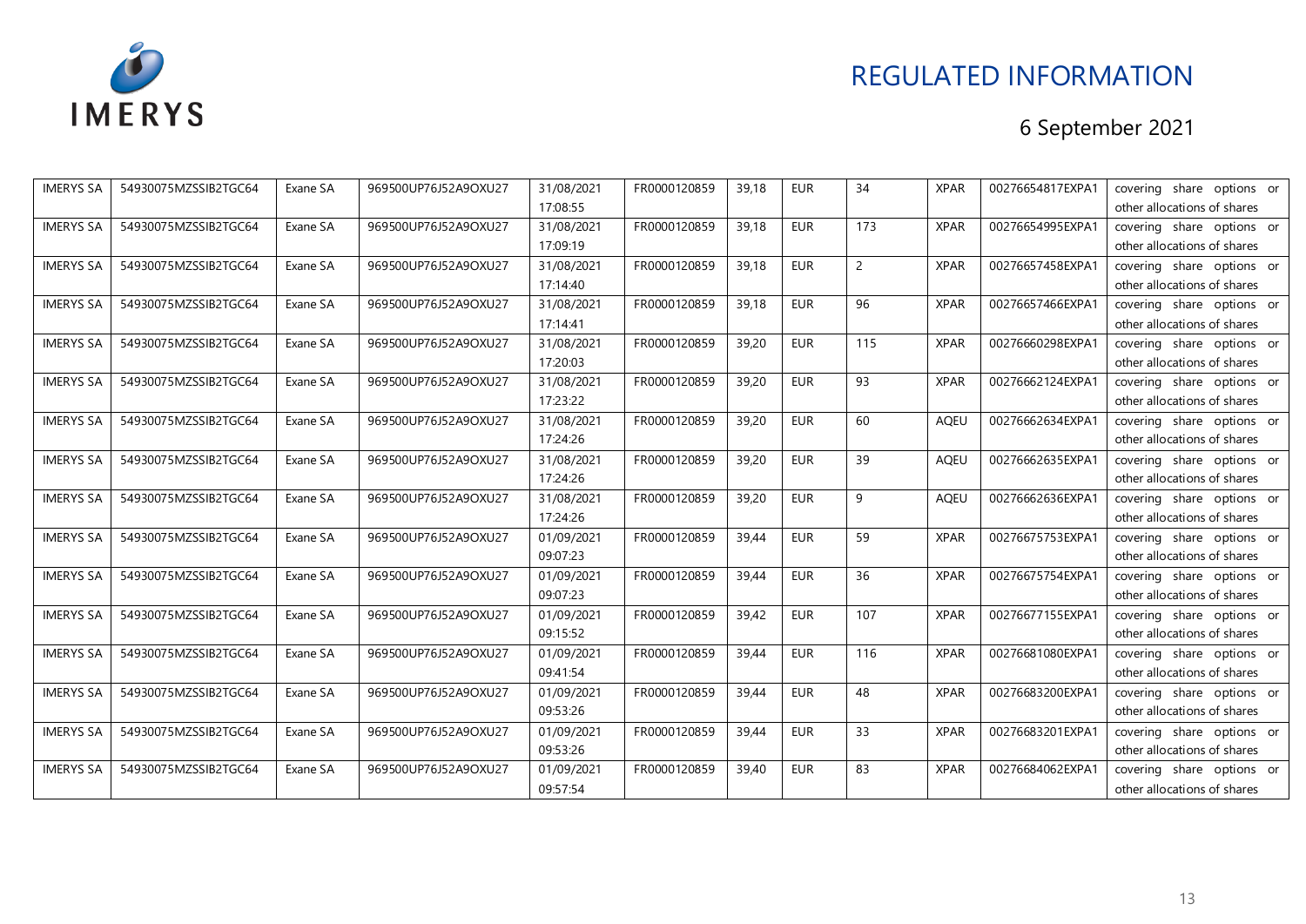# REGULATED INFORMATION

## 6 September 2021

| | | | | | | | | | | | |
|---|---|---|---|---|---|---|---|---|---|---|---|
| IMERYS SA | 54930075MZSSIB2TGC64 | Exane SA | 969500UP76J52A9OXU27 | 31/08/2021 17:08:55 | FR0000120859 | 39,18 | EUR | 34 | XPAR | 00276654817EXPA1 | covering share options or other allocations of shares |
| IMERYS SA | 54930075MZSSIB2TGC64 | Exane SA | 969500UP76J52A9OXU27 | 31/08/2021 17:09:19 | FR0000120859 | 39,18 | EUR | 173 | XPAR | 00276654995EXPA1 | covering share options or other allocations of shares |
| IMERYS SA | 54930075MZSSIB2TGC64 | Exane SA | 969500UP76J52A9OXU27 | 31/08/2021 17:14:40 | FR0000120859 | 39,18 | EUR | 2 | XPAR | 00276657458EXPA1 | covering share options or other allocations of shares |
| IMERYS SA | 54930075MZSSIB2TGC64 | Exane SA | 969500UP76J52A9OXU27 | 31/08/2021 17:14:41 | FR0000120859 | 39,18 | EUR | 96 | XPAR | 00276657466EXPA1 | covering share options or other allocations of shares |
| IMERYS SA | 54930075MZSSIB2TGC64 | Exane SA | 969500UP76J52A9OXU27 | 31/08/2021 17:20:03 | FR0000120859 | 39,20 | EUR | 115 | XPAR | 00276660298EXPA1 | covering share options or other allocations of shares |
| IMERYS SA | 54930075MZSSIB2TGC64 | Exane SA | 969500UP76J52A9OXU27 | 31/08/2021 17:23:22 | FR0000120859 | 39,20 | EUR | 93 | XPAR | 00276662124EXPA1 | covering share options or other allocations of shares |
| IMERYS SA | 54930075MZSSIB2TGC64 | Exane SA | 969500UP76J52A9OXU27 | 31/08/2021 17:24:26 | FR0000120859 | 39,20 | EUR | 60 | AQEU | 00276662634EXPA1 | covering share options or other allocations of shares |
| IMERYS SA | 54930075MZSSIB2TGC64 | Exane SA | 969500UP76J52A9OXU27 | 31/08/2021 17:24:26 | FR0000120859 | 39,20 | EUR | 39 | AQEU | 00276662635EXPA1 | covering share options or other allocations of shares |
| IMERYS SA | 54930075MZSSIB2TGC64 | Exane SA | 969500UP76J52A9OXU27 | 31/08/2021 17:24:26 | FR0000120859 | 39,20 | EUR | 9 | AQEU | 00276662636EXPA1 | covering share options or other allocations of shares |
| IMERYS SA | 54930075MZSSIB2TGC64 | Exane SA | 969500UP76J52A9OXU27 | 01/09/2021 09:07:23 | FR0000120859 | 39,44 | EUR | 59 | XPAR | 00276675753EXPA1 | covering share options or other allocations of shares |
| IMERYS SA | 54930075MZSSIB2TGC64 | Exane SA | 969500UP76J52A9OXU27 | 01/09/2021 09:07:23 | FR0000120859 | 39,44 | EUR | 36 | XPAR | 00276675754EXPA1 | covering share options or other allocations of shares |
| IMERYS SA | 54930075MZSSIB2TGC64 | Exane SA | 969500UP76J52A9OXU27 | 01/09/2021 09:15:52 | FR0000120859 | 39,42 | EUR | 107 | XPAR | 00276677155EXPA1 | covering share options or other allocations of shares |
| IMERYS SA | 54930075MZSSIB2TGC64 | Exane SA | 969500UP76J52A9OXU27 | 01/09/2021 09:41:54 | FR0000120859 | 39,44 | EUR | 116 | XPAR | 00276681080EXPA1 | covering share options or other allocations of shares |
| IMERYS SA | 54930075MZSSIB2TGC64 | Exane SA | 969500UP76J52A9OXU27 | 01/09/2021 09:53:26 | FR0000120859 | 39,44 | EUR | 48 | XPAR | 00276683200EXPA1 | covering share options or other allocations of shares |
| IMERYS SA | 54930075MZSSIB2TGC64 | Exane SA | 969500UP76J52A9OXU27 | 01/09/2021 09:53:26 | FR0000120859 | 39,44 | EUR | 33 | XPAR | 00276683201EXPA1 | covering share options or other allocations of shares |
| IMERYS SA | 54930075MZSSIB2TGC64 | Exane SA | 969500UP76J52A9OXU27 | 01/09/2021 09:57:54 | FR0000120859 | 39,40 | EUR | 83 | XPAR | 00276684062EXPA1 | covering share options or other allocations of shares |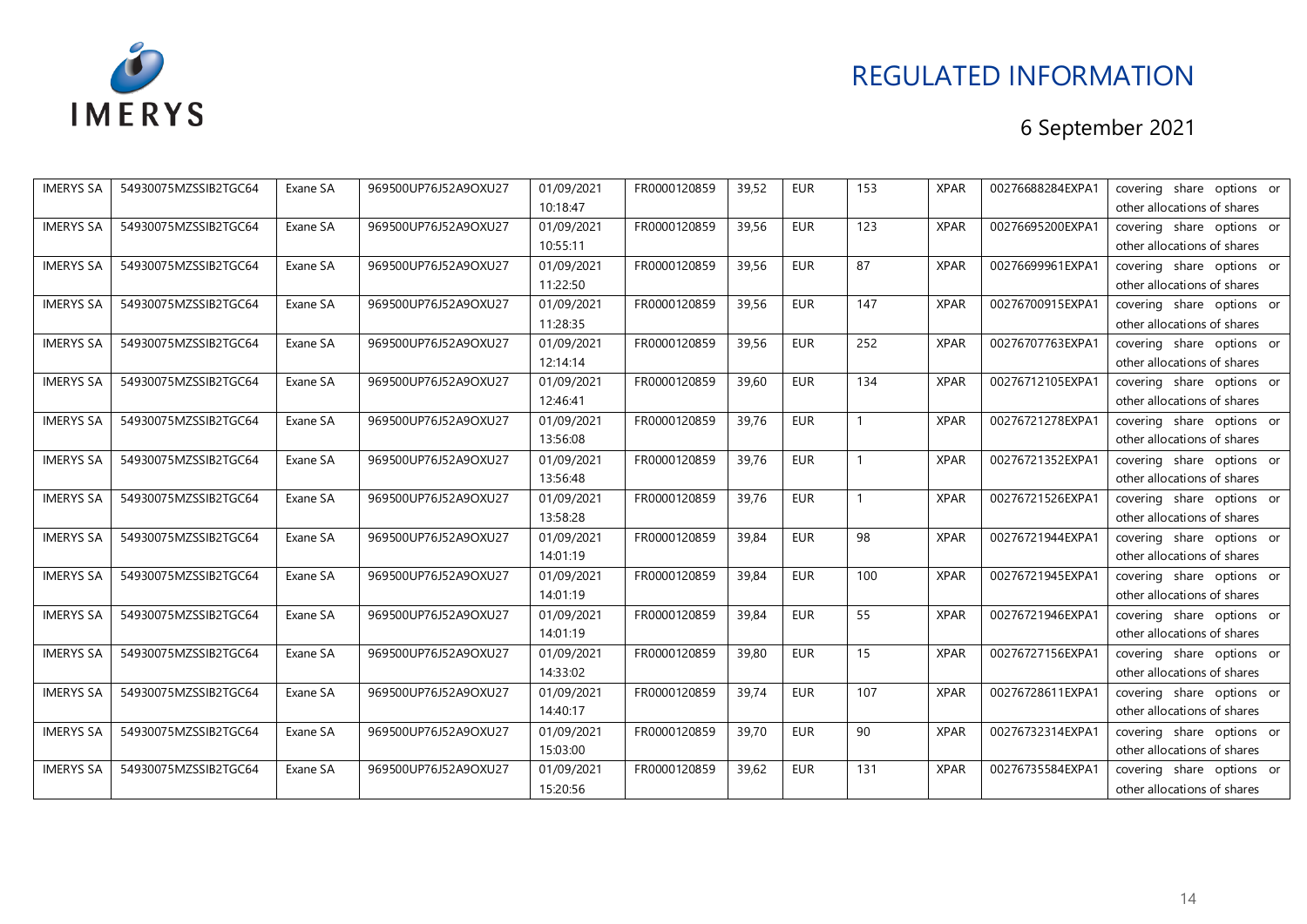# REGULATED INFORMATION

## 6 September 2021

| | | | | | | | | | | | |
|---|---|---|---|---|---|---|---|---|---|---|---|
| IMERYS SA | 54930075MZSSIB2TGC64 | Exane SA | 969500UP76J52A9OXU27 | 01/09/2021 10:18:47 | FR0000120859 | 39,52 | EUR | 153 | XPAR | 00276688284EXPA1 | covering share options or other allocations of shares |
| IMERYS SA | 54930075MZSSIB2TGC64 | Exane SA | 969500UP76J52A9OXU27 | 01/09/2021 10:55:11 | FR0000120859 | 39,56 | EUR | 123 | XPAR | 00276695200EXPA1 | covering share options or other allocations of shares |
| IMERYS SA | 54930075MZSSIB2TGC64 | Exane SA | 969500UP76J52A9OXU27 | 01/09/2021 11:22:50 | FR0000120859 | 39,56 | EUR | 87 | XPAR | 00276699961EXPA1 | covering share options or other allocations of shares |
| IMERYS SA | 54930075MZSSIB2TGC64 | Exane SA | 969500UP76J52A9OXU27 | 01/09/2021 11:28:35 | FR0000120859 | 39,56 | EUR | 147 | XPAR | 00276700915EXPA1 | covering share options or other allocations of shares |
| IMERYS SA | 54930075MZSSIB2TGC64 | Exane SA | 969500UP76J52A9OXU27 | 01/09/2021 12:14:14 | FR0000120859 | 39,56 | EUR | 252 | XPAR | 00276707763EXPA1 | covering share options or other allocations of shares |
| IMERYS SA | 54930075MZSSIB2TGC64 | Exane SA | 969500UP76J52A9OXU27 | 01/09/2021 12:46:41 | FR0000120859 | 39,60 | EUR | 134 | XPAR | 00276712105EXPA1 | covering share options or other allocations of shares |
| IMERYS SA | 54930075MZSSIB2TGC64 | Exane SA | 969500UP76J52A9OXU27 | 01/09/2021 13:56:08 | FR0000120859 | 39,76 | EUR | 1 | XPAR | 00276721278EXPA1 | covering share options or other allocations of shares |
| IMERYS SA | 54930075MZSSIB2TGC64 | Exane SA | 969500UP76J52A9OXU27 | 01/09/2021 13:56:48 | FR0000120859 | 39,76 | EUR | 1 | XPAR | 00276721352EXPA1 | covering share options or other allocations of shares |
| IMERYS SA | 54930075MZSSIB2TGC64 | Exane SA | 969500UP76J52A9OXU27 | 01/09/2021 13:58:28 | FR0000120859 | 39,76 | EUR | 1 | XPAR | 00276721526EXPA1 | covering share options or other allocations of shares |
| IMERYS SA | 54930075MZSSIB2TGC64 | Exane SA | 969500UP76J52A9OXU27 | 01/09/2021 14:01:19 | FR0000120859 | 39,84 | EUR | 98 | XPAR | 00276721944EXPA1 | covering share options or other allocations of shares |
| IMERYS SA | 54930075MZSSIB2TGC64 | Exane SA | 969500UP76J52A9OXU27 | 01/09/2021 14:01:19 | FR0000120859 | 39,84 | EUR | 100 | XPAR | 00276721945EXPA1 | covering share options or other allocations of shares |
| IMERYS SA | 54930075MZSSIB2TGC64 | Exane SA | 969500UP76J52A9OXU27 | 01/09/2021 14:01:19 | FR0000120859 | 39,84 | EUR | 55 | XPAR | 00276721946EXPA1 | covering share options or other allocations of shares |
| IMERYS SA | 54930075MZSSIB2TGC64 | Exane SA | 969500UP76J52A9OXU27 | 01/09/2021 14:33:02 | FR0000120859 | 39,80 | EUR | 15 | XPAR | 00276727156EXPA1 | covering share options or other allocations of shares |
| IMERYS SA | 54930075MZSSIB2TGC64 | Exane SA | 969500UP76J52A9OXU27 | 01/09/2021 14:40:17 | FR0000120859 | 39,74 | EUR | 107 | XPAR | 00276728611EXPA1 | covering share options or other allocations of shares |
| IMERYS SA | 54930075MZSSIB2TGC64 | Exane SA | 969500UP76J52A9OXU27 | 01/09/2021 15:03:00 | FR0000120859 | 39,70 | EUR | 90 | XPAR | 00276732314EXPA1 | covering share options or other allocations of shares |
| IMERYS SA | 54930075MZSSIB2TGC64 | Exane SA | 969500UP76J52A9OXU27 | 01/09/2021 15:20:56 | FR0000120859 | 39,62 | EUR | 131 | XPAR | 00276735584EXPA1 | covering share options or other allocations of shares |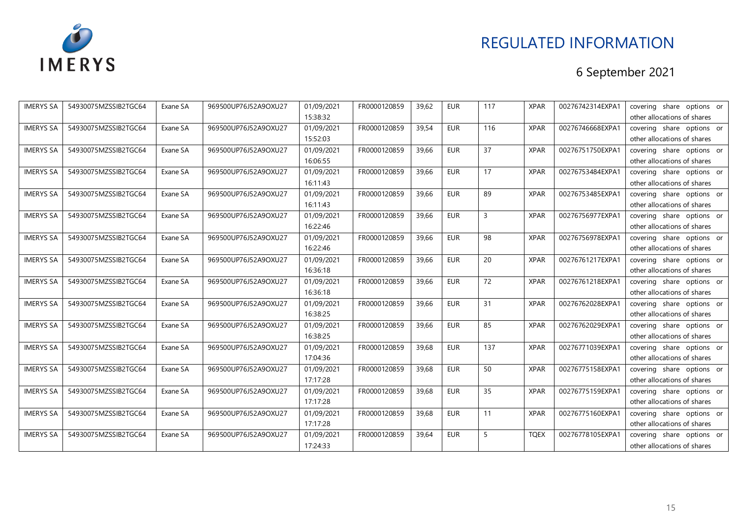# REGULATED INFORMATION

## 6 September 2021

| | | | | | | | | | | | |
|---|---|---|---|---|---|---|---|---|---|---|---|
| IMERYS SA | 54930075MZSSIB2TGC64 | Exane SA | 969500UP76J52A9OXU27 | 01/09/2021 15:38:32 | FR0000120859 | 39,62 | EUR | 117 | XPAR | 00276742314EXPA1 | covering share options or other allocations of shares |
| IMERYS SA | 54930075MZSSIB2TGC64 | Exane SA | 969500UP76J52A9OXU27 | 01/09/2021 15:52:03 | FR0000120859 | 39,54 | EUR | 116 | XPAR | 00276746668EXPA1 | covering share options or other allocations of shares |
| IMERYS SA | 54930075MZSSIB2TGC64 | Exane SA | 969500UP76J52A9OXU27 | 01/09/2021 16:06:55 | FR0000120859 | 39,66 | EUR | 37 | XPAR | 00276751750EXPA1 | covering share options or other allocations of shares |
| IMERYS SA | 54930075MZSSIB2TGC64 | Exane SA | 969500UP76J52A9OXU27 | 01/09/2021 16:11:43 | FR0000120859 | 39,66 | EUR | 17 | XPAR | 00276753484EXPA1 | covering share options or other allocations of shares |
| IMERYS SA | 54930075MZSSIB2TGC64 | Exane SA | 969500UP76J52A9OXU27 | 01/09/2021 16:11:43 | FR0000120859 | 39,66 | EUR | 89 | XPAR | 00276753485EXPA1 | covering share options or other allocations of shares |
| IMERYS SA | 54930075MZSSIB2TGC64 | Exane SA | 969500UP76J52A9OXU27 | 01/09/2021 16:22:46 | FR0000120859 | 39,66 | EUR | 3 | XPAR | 00276756977EXPA1 | covering share options or other allocations of shares |
| IMERYS SA | 54930075MZSSIB2TGC64 | Exane SA | 969500UP76J52A9OXU27 | 01/09/2021 16:22:46 | FR0000120859 | 39,66 | EUR | 98 | XPAR | 00276756978EXPA1 | covering share options or other allocations of shares |
| IMERYS SA | 54930075MZSSIB2TGC64 | Exane SA | 969500UP76J52A9OXU27 | 01/09/2021 16:36:18 | FR0000120859 | 39,66 | EUR | 20 | XPAR | 00276761217EXPA1 | covering share options or other allocations of shares |
| IMERYS SA | 54930075MZSSIB2TGC64 | Exane SA | 969500UP76J52A9OXU27 | 01/09/2021 16:36:18 | FR0000120859 | 39,66 | EUR | 72 | XPAR | 00276761218EXPA1 | covering share options or other allocations of shares |
| IMERYS SA | 54930075MZSSIB2TGC64 | Exane SA | 969500UP76J52A9OXU27 | 01/09/2021 16:38:25 | FR0000120859 | 39,66 | EUR | 31 | XPAR | 00276762028EXPA1 | covering share options or other allocations of shares |
| IMERYS SA | 54930075MZSSIB2TGC64 | Exane SA | 969500UP76J52A9OXU27 | 01/09/2021 16:38:25 | FR0000120859 | 39,66 | EUR | 85 | XPAR | 00276762029EXPA1 | covering share options or other allocations of shares |
| IMERYS SA | 54930075MZSSIB2TGC64 | Exane SA | 969500UP76J52A9OXU27 | 01/09/2021 17:04:36 | FR0000120859 | 39,68 | EUR | 137 | XPAR | 00276771039EXPA1 | covering share options or other allocations of shares |
| IMERYS SA | 54930075MZSSIB2TGC64 | Exane SA | 969500UP76J52A9OXU27 | 01/09/2021 17:17:28 | FR0000120859 | 39,68 | EUR | 50 | XPAR | 00276775158EXPA1 | covering share options or other allocations of shares |
| IMERYS SA | 54930075MZSSIB2TGC64 | Exane SA | 969500UP76J52A9OXU27 | 01/09/2021 17:17:28 | FR0000120859 | 39,68 | EUR | 35 | XPAR | 00276775159EXPA1 | covering share options or other allocations of shares |
| IMERYS SA | 54930075MZSSIB2TGC64 | Exane SA | 969500UP76J52A9OXU27 | 01/09/2021 17:17:28 | FR0000120859 | 39,68 | EUR | 11 | XPAR | 00276775160EXPA1 | covering share options or other allocations of shares |
| IMERYS SA | 54930075MZSSIB2TGC64 | Exane SA | 969500UP76J52A9OXU27 | 01/09/2021 17:24:33 | FR0000120859 | 39,64 | EUR | 5 | TQEX | 00276778105EXPA1 | covering share options or other allocations of shares |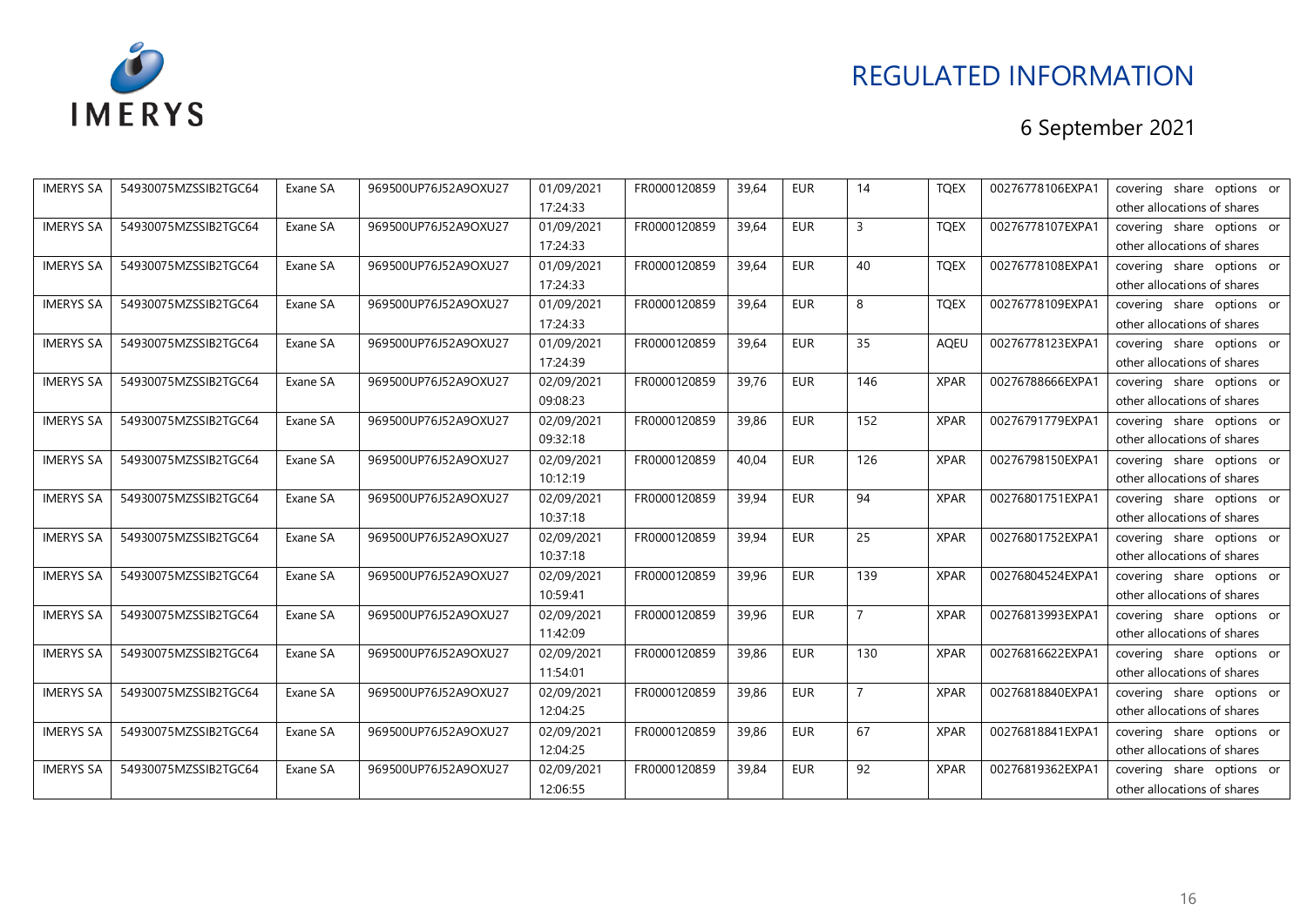# REGULATED INFORMATION

6 September 2021

| | | | | | | | | | | | |
|---|---|---|---|---|---|---|---|---|---|---|---|
| IMERYS SA | 54930075MZSSIB2TGC64 | Exane SA | 969500UP76J52A9OXU27 | 01/09/2021 17:24:33 | FR0000120859 | 39,64 | EUR | 14 | TQEX | 00276778106EXPA1 | covering share options or other allocations of shares |
| IMERYS SA | 54930075MZSSIB2TGC64 | Exane SA | 969500UP76J52A9OXU27 | 01/09/2021 17:24:33 | FR0000120859 | 39,64 | EUR | 3 | TQEX | 00276778107EXPA1 | covering share options or other allocations of shares |
| IMERYS SA | 54930075MZSSIB2TGC64 | Exane SA | 969500UP76J52A9OXU27 | 01/09/2021 17:24:33 | FR0000120859 | 39,64 | EUR | 40 | TQEX | 00276778108EXPA1 | covering share options or other allocations of shares |
| IMERYS SA | 54930075MZSSIB2TGC64 | Exane SA | 969500UP76J52A9OXU27 | 01/09/2021 17:24:33 | FR0000120859 | 39,64 | EUR | 8 | TQEX | 00276778109EXPA1 | covering share options or other allocations of shares |
| IMERYS SA | 54930075MZSSIB2TGC64 | Exane SA | 969500UP76J52A9OXU27 | 01/09/2021 17:24:39 | FR0000120859 | 39,64 | EUR | 35 | AQEU | 00276778123EXPA1 | covering share options or other allocations of shares |
| IMERYS SA | 54930075MZSSIB2TGC64 | Exane SA | 969500UP76J52A9OXU27 | 02/09/2021 09:08:23 | FR0000120859 | 39,76 | EUR | 146 | XPAR | 00276788666EXPA1 | covering share options or other allocations of shares |
| IMERYS SA | 54930075MZSSIB2TGC64 | Exane SA | 969500UP76J52A9OXU27 | 02/09/2021 09:32:18 | FR0000120859 | 39,86 | EUR | 152 | XPAR | 00276791779EXPA1 | covering share options or other allocations of shares |
| IMERYS SA | 54930075MZSSIB2TGC64 | Exane SA | 969500UP76J52A9OXU27 | 02/09/2021 10:12:19 | FR0000120859 | 40,04 | EUR | 126 | XPAR | 00276798150EXPA1 | covering share options or other allocations of shares |
| IMERYS SA | 54930075MZSSIB2TGC64 | Exane SA | 969500UP76J52A9OXU27 | 02/09/2021 10:37:18 | FR0000120859 | 39,94 | EUR | 94 | XPAR | 00276801751EXPA1 | covering share options or other allocations of shares |
| IMERYS SA | 54930075MZSSIB2TGC64 | Exane SA | 969500UP76J52A9OXU27 | 02/09/2021 10:37:18 | FR0000120859 | 39,94 | EUR | 25 | XPAR | 00276801752EXPA1 | covering share options or other allocations of shares |
| IMERYS SA | 54930075MZSSIB2TGC64 | Exane SA | 969500UP76J52A9OXU27 | 02/09/2021 10:59:41 | FR0000120859 | 39,96 | EUR | 139 | XPAR | 00276804524EXPA1 | covering share options or other allocations of shares |
| IMERYS SA | 54930075MZSSIB2TGC64 | Exane SA | 969500UP76J52A9OXU27 | 02/09/2021 11:42:09 | FR0000120859 | 39,96 | EUR | 7 | XPAR | 00276813993EXPA1 | covering share options or other allocations of shares |
| IMERYS SA | 54930075MZSSIB2TGC64 | Exane SA | 969500UP76J52A9OXU27 | 02/09/2021 11:54:01 | FR0000120859 | 39,86 | EUR | 130 | XPAR | 00276816622EXPA1 | covering share options or other allocations of shares |
| IMERYS SA | 54930075MZSSIB2TGC64 | Exane SA | 969500UP76J52A9OXU27 | 02/09/2021 12:04:25 | FR0000120859 | 39,86 | EUR | 7 | XPAR | 00276818840EXPA1 | covering share options or other allocations of shares |
| IMERYS SA | 54930075MZSSIB2TGC64 | Exane SA | 969500UP76J52A9OXU27 | 02/09/2021 12:04:25 | FR0000120859 | 39,86 | EUR | 67 | XPAR | 00276818841EXPA1 | covering share options or other allocations of shares |
| IMERYS SA | 54930075MZSSIB2TGC64 | Exane SA | 969500UP76J52A9OXU27 | 02/09/2021 12:06:55 | FR0000120859 | 39,84 | EUR | 92 | XPAR | 00276819362EXPA1 | covering share options or other allocations of shares |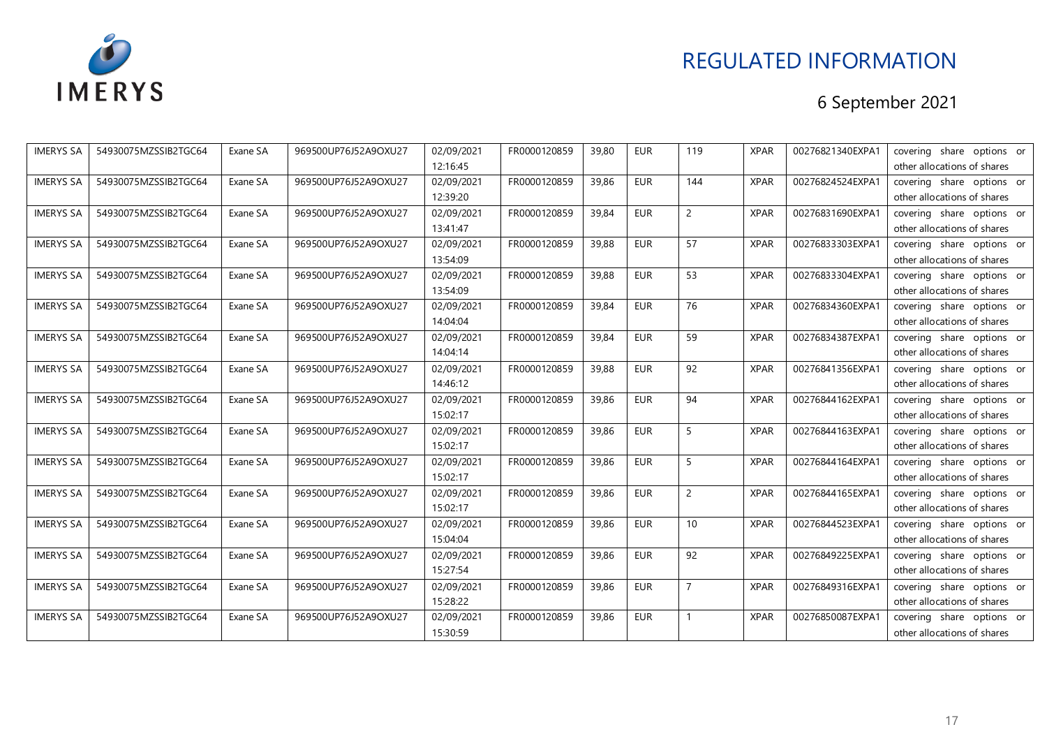| IMERYS SA | 54930075MZSSIB2TGC64 | Exane SA | 969500UP76J52A9OXU27 | 02/09/2021 12:16:45 | FR0000120859 | 39,80 | EUR | 119 | XPAR | 00276821340EXPA1 | covering share options or other allocations of shares |
|---|---|---|---|---|---|---|---|---|---|---|---|
| IMERYS SA | 54930075MZSSIB2TGC64 | Exane SA | 969500UP76J52A9OXU27 | 02/09/2021 12:39:20 | FR0000120859 | 39,86 | EUR | 144 | XPAR | 00276824524EXPA1 | covering share options or other allocations of shares |
| IMERYS SA | 54930075MZSSIB2TGC64 | Exane SA | 969500UP76J52A9OXU27 | 02/09/2021 13:41:47 | FR0000120859 | 39,84 | EUR | 2 | XPAR | 00276831690EXPA1 | covering share options or other allocations of shares |
| IMERYS SA | 54930075MZSSIB2TGC64 | Exane SA | 969500UP76J52A9OXU27 | 02/09/2021 13:54:09 | FR0000120859 | 39,88 | EUR | 57 | XPAR | 00276833303EXPA1 | covering share options or other allocations of shares |
| IMERYS SA | 54930075MZSSIB2TGC64 | Exane SA | 969500UP76J52A9OXU27 | 02/09/2021 13:54:09 | FR0000120859 | 39,88 | EUR | 53 | XPAR | 00276833304EXPA1 | covering share options or other allocations of shares |
| IMERYS SA | 54930075MZSSIB2TGC64 | Exane SA | 969500UP76J52A9OXU27 | 02/09/2021 14:04:04 | FR0000120859 | 39,84 | EUR | 76 | XPAR | 00276834360EXPA1 | covering share options or other allocations of shares |
| IMERYS SA | 54930075MZSSIB2TGC64 | Exane SA | 969500UP76J52A9OXU27 | 02/09/2021 14:04:14 | FR0000120859 | 39,84 | EUR | 59 | XPAR | 00276834387EXPA1 | covering share options or other allocations of shares |
| IMERYS SA | 54930075MZSSIB2TGC64 | Exane SA | 969500UP76J52A9OXU27 | 02/09/2021 14:46:12 | FR0000120859 | 39,88 | EUR | 92 | XPAR | 00276841356EXPA1 | covering share options or other allocations of shares |
| IMERYS SA | 54930075MZSSIB2TGC64 | Exane SA | 969500UP76J52A9OXU27 | 02/09/2021 15:02:17 | FR0000120859 | 39,86 | EUR | 94 | XPAR | 00276844162EXPA1 | covering share options or other allocations of shares |
| IMERYS SA | 54930075MZSSIB2TGC64 | Exane SA | 969500UP76J52A9OXU27 | 02/09/2021 15:02:17 | FR0000120859 | 39,86 | EUR | 5 | XPAR | 00276844163EXPA1 | covering share options or other allocations of shares |
| IMERYS SA | 54930075MZSSIB2TGC64 | Exane SA | 969500UP76J52A9OXU27 | 02/09/2021 15:02:17 | FR0000120859 | 39,86 | EUR | 5 | XPAR | 00276844164EXPA1 | covering share options or other allocations of shares |
| IMERYS SA | 54930075MZSSIB2TGC64 | Exane SA | 969500UP76J52A9OXU27 | 02/09/2021 15:02:17 | FR0000120859 | 39,86 | EUR | 2 | XPAR | 00276844165EXPA1 | covering share options or other allocations of shares |
| IMERYS SA | 54930075MZSSIB2TGC64 | Exane SA | 969500UP76J52A9OXU27 | 02/09/2021 15:04:04 | FR0000120859 | 39,86 | EUR | 10 | XPAR | 00276844523EXPA1 | covering share options or other allocations of shares |
| IMERYS SA | 54930075MZSSIB2TGC64 | Exane SA | 969500UP76J52A9OXU27 | 02/09/2021 15:27:54 | FR0000120859 | 39,86 | EUR | 92 | XPAR | 00276849225EXPA1 | covering share options or other allocations of shares |
| IMERYS SA | 54930075MZSSIB2TGC64 | Exane SA | 969500UP76J52A9OXU27 | 02/09/2021 15:28:22 | FR0000120859 | 39,86 | EUR | 7 | XPAR | 00276849316EXPA1 | covering share options or other allocations of shares |
| IMERYS SA | 54930075MZSSIB2TGC64 | Exane SA | 969500UP76J52A9OXU27 | 02/09/2021 15:30:59 | FR0000120859 | 39,86 | EUR | 1 | XPAR | 00276850087EXPA1 | covering share options or other allocations of shares |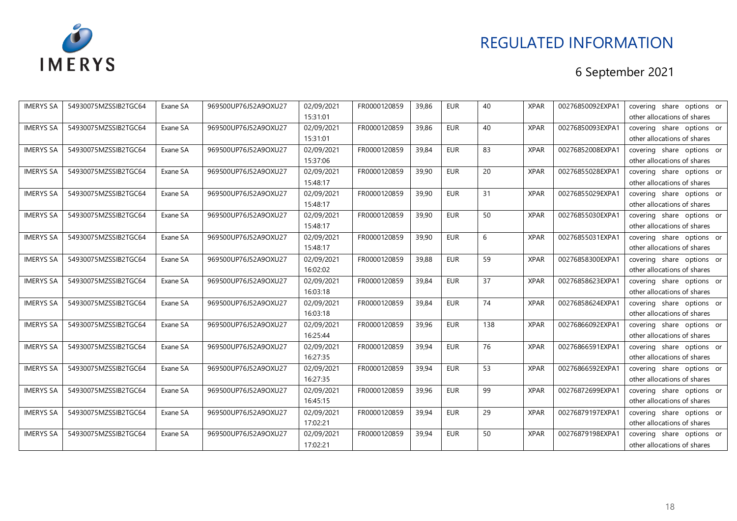# REGULATED INFORMATION

6 September 2021

| IMERYS SA | 54930075MZSSIB2TGC64 | Exane SA | 969500UP76J52A9OXU27 | 02/09/2021 15:31:01 | FR0000120859 | 39,86 | EUR | 40 | XPAR | 00276850092EXPA1 | covering share options or other allocations of shares |
|---|---|---|---|---|---|---|---|---|---|---|---|
| IMERYS SA | 54930075MZSSIB2TGC64 | Exane SA | 969500UP76J52A9OXU27 | 02/09/2021 15:31:01 | FR0000120859 | 39,86 | EUR | 40 | XPAR | 00276850093EXPA1 | covering share options or other allocations of shares |
| IMERYS SA | 54930075MZSSIB2TGC64 | Exane SA | 969500UP76J52A9OXU27 | 02/09/2021 15:37:06 | FR0000120859 | 39,84 | EUR | 83 | XPAR | 00276852008EXPA1 | covering share options or other allocations of shares |
| IMERYS SA | 54930075MZSSIB2TGC64 | Exane SA | 969500UP76J52A9OXU27 | 02/09/2021 15:48:17 | FR0000120859 | 39,90 | EUR | 20 | XPAR | 00276855028EXPA1 | covering share options or other allocations of shares |
| IMERYS SA | 54930075MZSSIB2TGC64 | Exane SA | 969500UP76J52A9OXU27 | 02/09/2021 15:48:17 | FR0000120859 | 39,90 | EUR | 31 | XPAR | 00276855029EXPA1 | covering share options or other allocations of shares |
| IMERYS SA | 54930075MZSSIB2TGC64 | Exane SA | 969500UP76J52A9OXU27 | 02/09/2021 15:48:17 | FR0000120859 | 39,90 | EUR | 50 | XPAR | 00276855030EXPA1 | covering share options or other allocations of shares |
| IMERYS SA | 54930075MZSSIB2TGC64 | Exane SA | 969500UP76J52A9OXU27 | 02/09/2021 15:48:17 | FR0000120859 | 39,90 | EUR | 6 | XPAR | 00276855031EXPA1 | covering share options or other allocations of shares |
| IMERYS SA | 54930075MZSSIB2TGC64 | Exane SA | 969500UP76J52A9OXU27 | 02/09/2021 16:02:02 | FR0000120859 | 39,88 | EUR | 59 | XPAR | 00276858300EXPA1 | covering share options or other allocations of shares |
| IMERYS SA | 54930075MZSSIB2TGC64 | Exane SA | 969500UP76J52A9OXU27 | 02/09/2021 16:03:18 | FR0000120859 | 39,84 | EUR | 37 | XPAR | 00276858623EXPA1 | covering share options or other allocations of shares |
| IMERYS SA | 54930075MZSSIB2TGC64 | Exane SA | 969500UP76J52A9OXU27 | 02/09/2021 16:03:18 | FR0000120859 | 39,84 | EUR | 74 | XPAR | 00276858624EXPA1 | covering share options or other allocations of shares |
| IMERYS SA | 54930075MZSSIB2TGC64 | Exane SA | 969500UP76J52A9OXU27 | 02/09/2021 16:25:44 | FR0000120859 | 39,96 | EUR | 138 | XPAR | 00276866092EXPA1 | covering share options or other allocations of shares |
| IMERYS SA | 54930075MZSSIB2TGC64 | Exane SA | 969500UP76J52A9OXU27 | 02/09/2021 16:27:35 | FR0000120859 | 39,94 | EUR | 76 | XPAR | 00276866591EXPA1 | covering share options or other allocations of shares |
| IMERYS SA | 54930075MZSSIB2TGC64 | Exane SA | 969500UP76J52A9OXU27 | 02/09/2021 16:27:35 | FR0000120859 | 39,94 | EUR | 53 | XPAR | 00276866592EXPA1 | covering share options or other allocations of shares |
| IMERYS SA | 54930075MZSSIB2TGC64 | Exane SA | 969500UP76J52A9OXU27 | 02/09/2021 16:45:15 | FR0000120859 | 39,96 | EUR | 99 | XPAR | 00276872699EXPA1 | covering share options or other allocations of shares |
| IMERYS SA | 54930075MZSSIB2TGC64 | Exane SA | 969500UP76J52A9OXU27 | 02/09/2021 17:02:21 | FR0000120859 | 39,94 | EUR | 29 | XPAR | 00276879197EXPA1 | covering share options or other allocations of shares |
| IMERYS SA | 54930075MZSSIB2TGC64 | Exane SA | 969500UP76J52A9OXU27 | 02/09/2021 17:02:21 | FR0000120859 | 39,94 | EUR | 50 | XPAR | 00276879198EXPA1 | covering share options or other allocations of shares |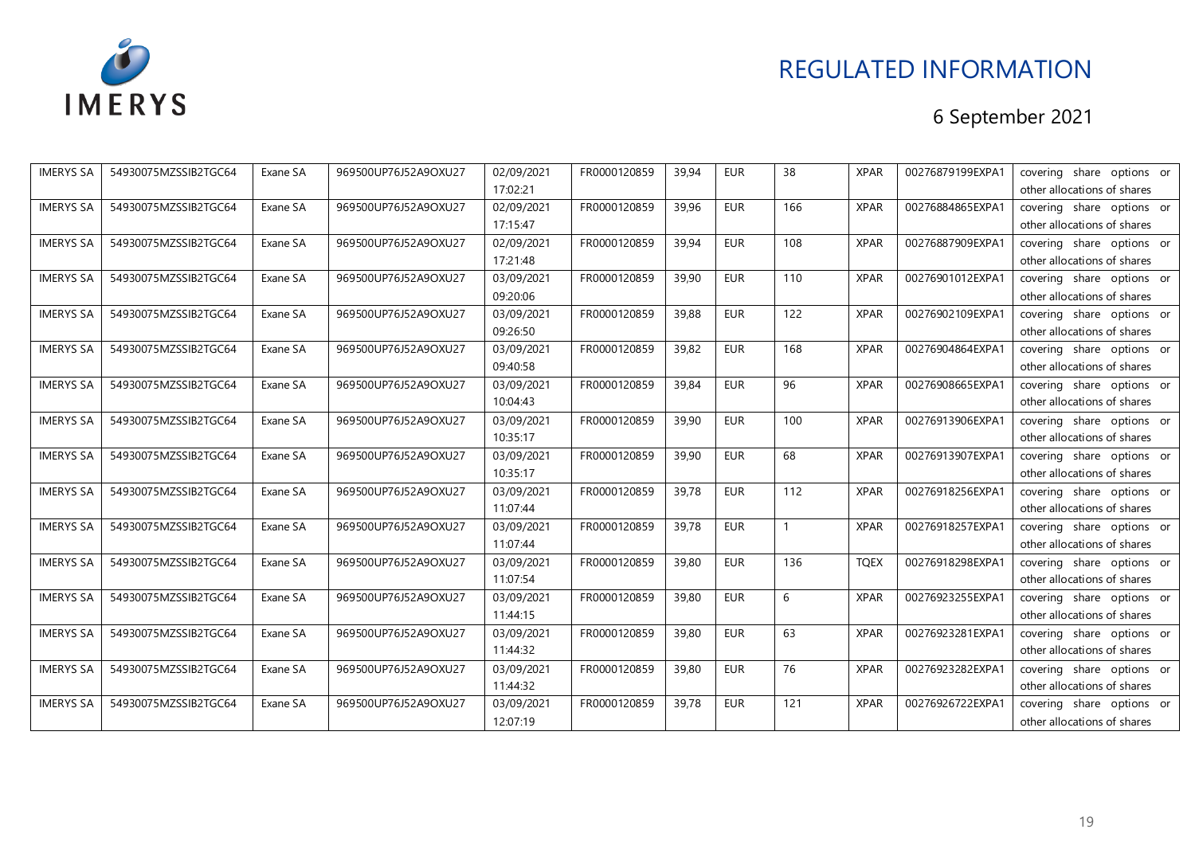REGULATED INFORMATION

6 September 2021

| IMERYS SA | 54930075MZSSIB2TGC64 | Exane SA | 969500UP76J52A9OXU27 | 02/09/2021 17:02:21 | FR0000120859 | 39,94 | EUR | 38 | XPAR | 00276879199EXPA1 | covering share options or other allocations of shares |
|---|---|---|---|---|---|---|---|---|---|---|---|
| IMERYS SA | 54930075MZSSIB2TGC64 | Exane SA | 969500UP76J52A9OXU27 | 02/09/2021 17:15:47 | FR0000120859 | 39,96 | EUR | 166 | XPAR | 00276884865EXPA1 | covering share options or other allocations of shares |
| IMERYS SA | 54930075MZSSIB2TGC64 | Exane SA | 969500UP76J52A9OXU27 | 02/09/2021 17:21:48 | FR0000120859 | 39,94 | EUR | 108 | XPAR | 00276887909EXPA1 | covering share options or other allocations of shares |
| IMERYS SA | 54930075MZSSIB2TGC64 | Exane SA | 969500UP76J52A9OXU27 | 03/09/2021 09:20:06 | FR0000120859 | 39,90 | EUR | 110 | XPAR | 00276901012EXPA1 | covering share options or other allocations of shares |
| IMERYS SA | 54930075MZSSIB2TGC64 | Exane SA | 969500UP76J52A9OXU27 | 03/09/2021 09:26:50 | FR0000120859 | 39,88 | EUR | 122 | XPAR | 00276902109EXPA1 | covering share options or other allocations of shares |
| IMERYS SA | 54930075MZSSIB2TGC64 | Exane SA | 969500UP76J52A9OXU27 | 03/09/2021 09:40:58 | FR0000120859 | 39,82 | EUR | 168 | XPAR | 00276904864EXPA1 | covering share options or other allocations of shares |
| IMERYS SA | 54930075MZSSIB2TGC64 | Exane SA | 969500UP76J52A9OXU27 | 03/09/2021 10:04:43 | FR0000120859 | 39,84 | EUR | 96 | XPAR | 00276908665EXPA1 | covering share options or other allocations of shares |
| IMERYS SA | 54930075MZSSIB2TGC64 | Exane SA | 969500UP76J52A9OXU27 | 03/09/2021 10:35:17 | FR0000120859 | 39,90 | EUR | 100 | XPAR | 00276913906EXPA1 | covering share options or other allocations of shares |
| IMERYS SA | 54930075MZSSIB2TGC64 | Exane SA | 969500UP76J52A9OXU27 | 03/09/2021 10:35:17 | FR0000120859 | 39,90 | EUR | 68 | XPAR | 00276913907EXPA1 | covering share options or other allocations of shares |
| IMERYS SA | 54930075MZSSIB2TGC64 | Exane SA | 969500UP76J52A9OXU27 | 03/09/2021 11:07:44 | FR0000120859 | 39,78 | EUR | 112 | XPAR | 00276918256EXPA1 | covering share options or other allocations of shares |
| IMERYS SA | 54930075MZSSIB2TGC64 | Exane SA | 969500UP76J52A9OXU27 | 03/09/2021 11:07:44 | FR0000120859 | 39,78 | EUR | 1 | XPAR | 00276918257EXPA1 | covering share options or other allocations of shares |
| IMERYS SA | 54930075MZSSIB2TGC64 | Exane SA | 969500UP76J52A9OXU27 | 03/09/2021 11:07:54 | FR0000120859 | 39,80 | EUR | 136 | TQEX | 00276918298EXPA1 | covering share options or other allocations of shares |
| IMERYS SA | 54930075MZSSIB2TGC64 | Exane SA | 969500UP76J52A9OXU27 | 03/09/2021 11:44:15 | FR0000120859 | 39,80 | EUR | 6 | XPAR | 00276923255EXPA1 | covering share options or other allocations of shares |
| IMERYS SA | 54930075MZSSIB2TGC64 | Exane SA | 969500UP76J52A9OXU27 | 03/09/2021 11:44:32 | FR0000120859 | 39,80 | EUR | 63 | XPAR | 00276923281EXPA1 | covering share options or other allocations of shares |
| IMERYS SA | 54930075MZSSIB2TGC64 | Exane SA | 969500UP76J52A9OXU27 | 03/09/2021 11:44:32 | FR0000120859 | 39,80 | EUR | 76 | XPAR | 00276923282EXPA1 | covering share options or other allocations of shares |
| IMERYS SA | 54930075MZSSIB2TGC64 | Exane SA | 969500UP76J52A9OXU27 | 03/09/2021 12:07:19 | FR0000120859 | 39,78 | EUR | 121 | XPAR | 00276926722EXPA1 | covering share options or other allocations of shares |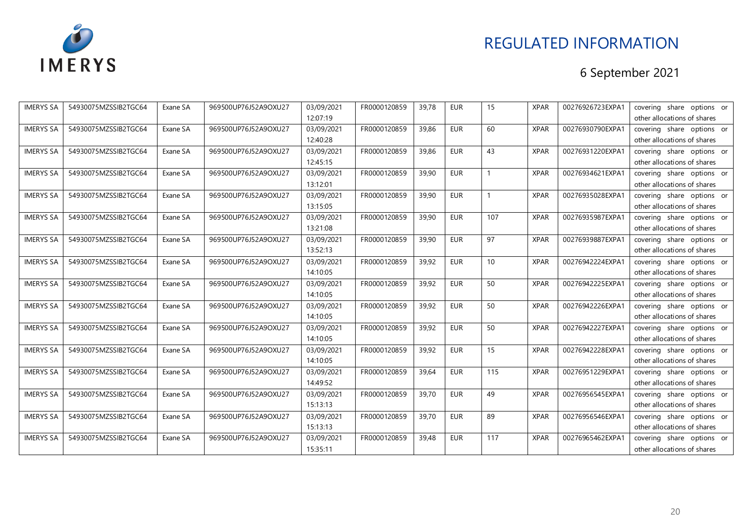REGULATED INFORMATION

6 September 2021

| IMERYS SA | 54930075MZSSIB2TGC64 | Exane SA | 969500UP76J52A9OXU27 | 03/09/2021 12:07:19 | FR0000120859 | 39,78 | EUR | 15 | XPAR | 00276926723EXPA1 | covering share options or other allocations of shares |
|---|---|---|---|---|---|---|---|---|---|---|---|
| IMERYS SA | 54930075MZSSIB2TGC64 | Exane SA | 969500UP76J52A9OXU27 | 03/09/2021 12:40:28 | FR0000120859 | 39,86 | EUR | 60 | XPAR | 00276930790EXPA1 | covering share options or other allocations of shares |
| IMERYS SA | 54930075MZSSIB2TGC64 | Exane SA | 969500UP76J52A9OXU27 | 03/09/2021 12:45:15 | FR0000120859 | 39,86 | EUR | 43 | XPAR | 00276931220EXPA1 | covering share options or other allocations of shares |
| IMERYS SA | 54930075MZSSIB2TGC64 | Exane SA | 969500UP76J52A9OXU27 | 03/09/2021 13:12:01 | FR0000120859 | 39,90 | EUR | 1 | XPAR | 00276934621EXPA1 | covering share options or other allocations of shares |
| IMERYS SA | 54930075MZSSIB2TGC64 | Exane SA | 969500UP76J52A9OXU27 | 03/09/2021 13:15:05 | FR0000120859 | 39,90 | EUR | 1 | XPAR | 00276935028EXPA1 | covering share options or other allocations of shares |
| IMERYS SA | 54930075MZSSIB2TGC64 | Exane SA | 969500UP76J52A9OXU27 | 03/09/2021 13:21:08 | FR0000120859 | 39,90 | EUR | 107 | XPAR | 00276935987EXPA1 | covering share options or other allocations of shares |
| IMERYS SA | 54930075MZSSIB2TGC64 | Exane SA | 969500UP76J52A9OXU27 | 03/09/2021 13:52:13 | FR0000120859 | 39,90 | EUR | 97 | XPAR | 00276939887EXPA1 | covering share options or other allocations of shares |
| IMERYS SA | 54930075MZSSIB2TGC64 | Exane SA | 969500UP76J52A9OXU27 | 03/09/2021 14:10:05 | FR0000120859 | 39,92 | EUR | 10 | XPAR | 00276942224EXPA1 | covering share options or other allocations of shares |
| IMERYS SA | 54930075MZSSIB2TGC64 | Exane SA | 969500UP76J52A9OXU27 | 03/09/2021 14:10:05 | FR0000120859 | 39,92 | EUR | 50 | XPAR | 00276942225EXPA1 | covering share options or other allocations of shares |
| IMERYS SA | 54930075MZSSIB2TGC64 | Exane SA | 969500UP76J52A9OXU27 | 03/09/2021 14:10:05 | FR0000120859 | 39,92 | EUR | 50 | XPAR | 00276942226EXPA1 | covering share options or other allocations of shares |
| IMERYS SA | 54930075MZSSIB2TGC64 | Exane SA | 969500UP76J52A9OXU27 | 03/09/2021 14:10:05 | FR0000120859 | 39,92 | EUR | 50 | XPAR | 00276942227EXPA1 | covering share options or other allocations of shares |
| IMERYS SA | 54930075MZSSIB2TGC64 | Exane SA | 969500UP76J52A9OXU27 | 03/09/2021 14:10:05 | FR0000120859 | 39,92 | EUR | 15 | XPAR | 00276942228EXPA1 | covering share options or other allocations of shares |
| IMERYS SA | 54930075MZSSIB2TGC64 | Exane SA | 969500UP76J52A9OXU27 | 03/09/2021 14:49:52 | FR0000120859 | 39,64 | EUR | 115 | XPAR | 00276951229EXPA1 | covering share options or other allocations of shares |
| IMERYS SA | 54930075MZSSIB2TGC64 | Exane SA | 969500UP76J52A9OXU27 | 03/09/2021 15:13:13 | FR0000120859 | 39,70 | EUR | 49 | XPAR | 00276956545EXPA1 | covering share options or other allocations of shares |
| IMERYS SA | 54930075MZSSIB2TGC64 | Exane SA | 969500UP76J52A9OXU27 | 03/09/2021 15:13:13 | FR0000120859 | 39,70 | EUR | 89 | XPAR | 00276956546EXPA1 | covering share options or other allocations of shares |
| IMERYS SA | 54930075MZSSIB2TGC64 | Exane SA | 969500UP76J52A9OXU27 | 03/09/2021 15:35:11 | FR0000120859 | 39,48 | EUR | 117 | XPAR | 00276965462EXPA1 | covering share options or other allocations of shares |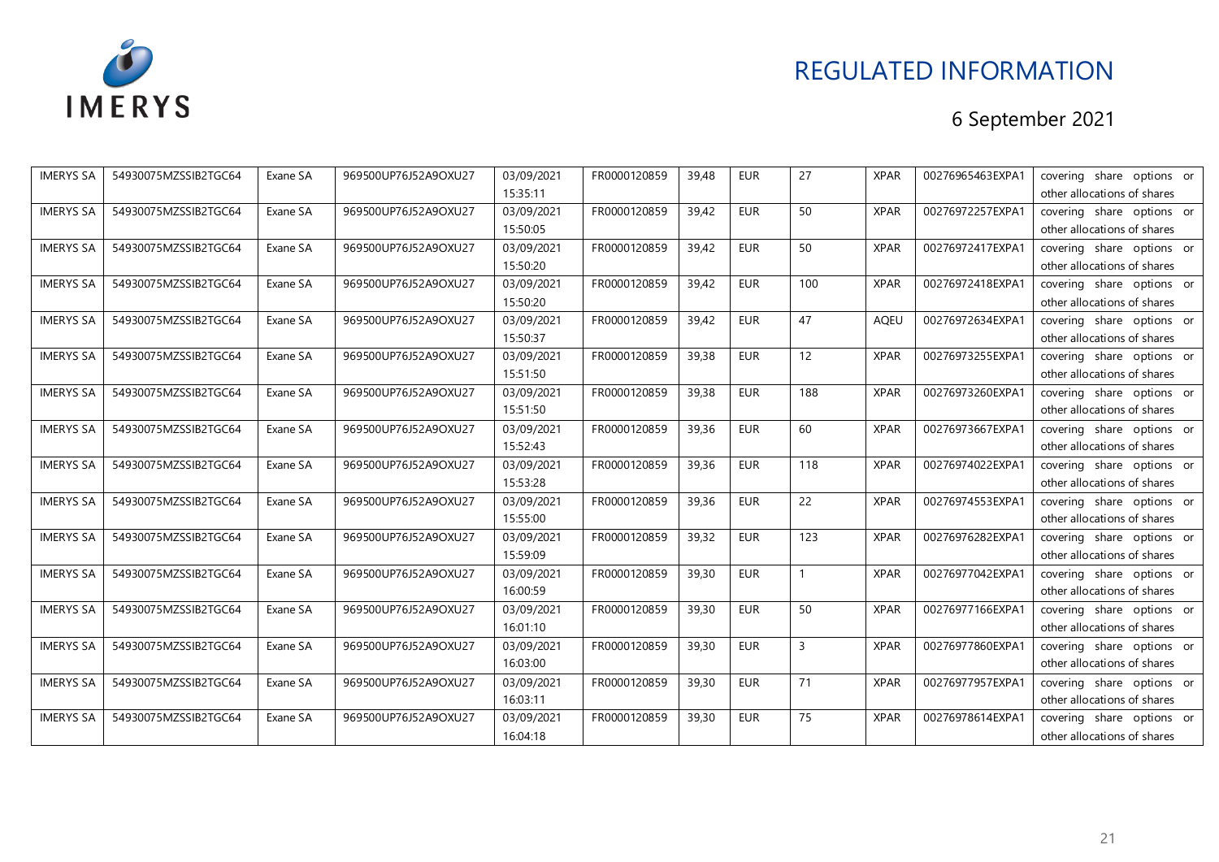REGULATED INFORMATION

6 September 2021

| | | | | | | | | | | | |
|---|---|---|---|---|---|---|---|---|---|---|---|
| IMERYS SA | 54930075MZSSIB2TGC64 | Exane SA | 969500UP76J52A9OXU27 | 03/09/2021 15:35:11 | FR0000120859 | 39,48 | EUR | 27 | XPAR | 00276965463EXPA1 | covering share options or other allocations of shares |
| IMERYS SA | 54930075MZSSIB2TGC64 | Exane SA | 969500UP76J52A9OXU27 | 03/09/2021 15:50:05 | FR0000120859 | 39,42 | EUR | 50 | XPAR | 00276972257EXPA1 | covering share options or other allocations of shares |
| IMERYS SA | 54930075MZSSIB2TGC64 | Exane SA | 969500UP76J52A9OXU27 | 03/09/2021 15:50:20 | FR0000120859 | 39,42 | EUR | 50 | XPAR | 00276972417EXPA1 | covering share options or other allocations of shares |
| IMERYS SA | 54930075MZSSIB2TGC64 | Exane SA | 969500UP76J52A9OXU27 | 03/09/2021 15:50:20 | FR0000120859 | 39,42 | EUR | 100 | XPAR | 00276972418EXPA1 | covering share options or other allocations of shares |
| IMERYS SA | 54930075MZSSIB2TGC64 | Exane SA | 969500UP76J52A9OXU27 | 03/09/2021 15:50:37 | FR0000120859 | 39,42 | EUR | 47 | AQEU | 00276972634EXPA1 | covering share options or other allocations of shares |
| IMERYS SA | 54930075MZSSIB2TGC64 | Exane SA | 969500UP76J52A9OXU27 | 03/09/2021 15:51:50 | FR0000120859 | 39,38 | EUR | 12 | XPAR | 00276973255EXPA1 | covering share options or other allocations of shares |
| IMERYS SA | 54930075MZSSIB2TGC64 | Exane SA | 969500UP76J52A9OXU27 | 03/09/2021 15:51:50 | FR0000120859 | 39,38 | EUR | 188 | XPAR | 00276973260EXPA1 | covering share options or other allocations of shares |
| IMERYS SA | 54930075MZSSIB2TGC64 | Exane SA | 969500UP76J52A9OXU27 | 03/09/2021 15:52:43 | FR0000120859 | 39,36 | EUR | 60 | XPAR | 00276973667EXPA1 | covering share options or other allocations of shares |
| IMERYS SA | 54930075MZSSIB2TGC64 | Exane SA | 969500UP76J52A9OXU27 | 03/09/2021 15:53:28 | FR0000120859 | 39,36 | EUR | 118 | XPAR | 00276974022EXPA1 | covering share options or other allocations of shares |
| IMERYS SA | 54930075MZSSIB2TGC64 | Exane SA | 969500UP76J52A9OXU27 | 03/09/2021 15:55:00 | FR0000120859 | 39,36 | EUR | 22 | XPAR | 00276974553EXPA1 | covering share options or other allocations of shares |
| IMERYS SA | 54930075MZSSIB2TGC64 | Exane SA | 969500UP76J52A9OXU27 | 03/09/2021 15:59:09 | FR0000120859 | 39,32 | EUR | 123 | XPAR | 00276976282EXPA1 | covering share options or other allocations of shares |
| IMERYS SA | 54930075MZSSIB2TGC64 | Exane SA | 969500UP76J52A9OXU27 | 03/09/2021 16:00:59 | FR0000120859 | 39,30 | EUR | 1 | XPAR | 00276977042EXPA1 | covering share options or other allocations of shares |
| IMERYS SA | 54930075MZSSIB2TGC64 | Exane SA | 969500UP76J52A9OXU27 | 03/09/2021 16:01:10 | FR0000120859 | 39,30 | EUR | 50 | XPAR | 00276977166EXPA1 | covering share options or other allocations of shares |
| IMERYS SA | 54930075MZSSIB2TGC64 | Exane SA | 969500UP76J52A9OXU27 | 03/09/2021 16:03:00 | FR0000120859 | 39,30 | EUR | 3 | XPAR | 00276977860EXPA1 | covering share options or other allocations of shares |
| IMERYS SA | 54930075MZSSIB2TGC64 | Exane SA | 969500UP76J52A9OXU27 | 03/09/2021 16:03:11 | FR0000120859 | 39,30 | EUR | 71 | XPAR | 00276977957EXPA1 | covering share options or other allocations of shares |
| IMERYS SA | 54930075MZSSIB2TGC64 | Exane SA | 969500UP76J52A9OXU27 | 03/09/2021 16:04:18 | FR0000120859 | 39,30 | EUR | 75 | XPAR | 00276978614EXPA1 | covering share options or other allocations of shares |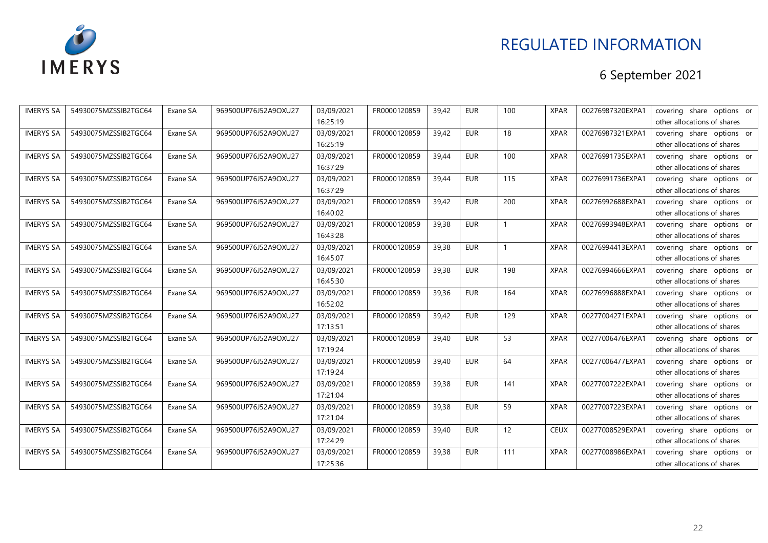# REGULATED INFORMATION

6 September 2021

| IMERYS SA | 54930075MZSSIB2TGC64 | Exane SA | 969500UP76J52A9OXU27 | 03/09/2021 16:25:19 | FR0000120859 | 39,42 | EUR | 100 | XPAR | 00276987320EXPA1 | covering share options or other allocations of shares |
|---|---|---|---|---|---|---|---|---|---|---|---|
| IMERYS SA | 54930075MZSSIB2TGC64 | Exane SA | 969500UP76J52A9OXU27 | 03/09/2021 16:25:19 | FR0000120859 | 39,42 | EUR | 18 | XPAR | 00276987321EXPA1 | covering share options or other allocations of shares |
| IMERYS SA | 54930075MZSSIB2TGC64 | Exane SA | 969500UP76J52A9OXU27 | 03/09/2021 16:37:29 | FR0000120859 | 39,44 | EUR | 100 | XPAR | 00276991735EXPA1 | covering share options or other allocations of shares |
| IMERYS SA | 54930075MZSSIB2TGC64 | Exane SA | 969500UP76J52A9OXU27 | 03/09/2021 16:37:29 | FR0000120859 | 39,44 | EUR | 115 | XPAR | 00276991736EXPA1 | covering share options or other allocations of shares |
| IMERYS SA | 54930075MZSSIB2TGC64 | Exane SA | 969500UP76J52A9OXU27 | 03/09/2021 16:40:02 | FR0000120859 | 39,42 | EUR | 200 | XPAR | 00276992688EXPA1 | covering share options or other allocations of shares |
| IMERYS SA | 54930075MZSSIB2TGC64 | Exane SA | 969500UP76J52A9OXU27 | 03/09/2021 16:43:28 | FR0000120859 | 39,38 | EUR | 1 | XPAR | 00276993948EXPA1 | covering share options or other allocations of shares |
| IMERYS SA | 54930075MZSSIB2TGC64 | Exane SA | 969500UP76J52A9OXU27 | 03/09/2021 16:45:07 | FR0000120859 | 39,38 | EUR | 1 | XPAR | 00276994413EXPA1 | covering share options or other allocations of shares |
| IMERYS SA | 54930075MZSSIB2TGC64 | Exane SA | 969500UP76J52A9OXU27 | 03/09/2021 16:45:30 | FR0000120859 | 39,38 | EUR | 198 | XPAR | 00276994666EXPA1 | covering share options or other allocations of shares |
| IMERYS SA | 54930075MZSSIB2TGC64 | Exane SA | 969500UP76J52A9OXU27 | 03/09/2021 16:52:02 | FR0000120859 | 39,36 | EUR | 164 | XPAR | 00276996888EXPA1 | covering share options or other allocations of shares |
| IMERYS SA | 54930075MZSSIB2TGC64 | Exane SA | 969500UP76J52A9OXU27 | 03/09/2021 17:13:51 | FR0000120859 | 39,42 | EUR | 129 | XPAR | 00277004271EXPA1 | covering share options or other allocations of shares |
| IMERYS SA | 54930075MZSSIB2TGC64 | Exane SA | 969500UP76J52A9OXU27 | 03/09/2021 17:19:24 | FR0000120859 | 39,40 | EUR | 53 | XPAR | 00277006476EXPA1 | covering share options or other allocations of shares |
| IMERYS SA | 54930075MZSSIB2TGC64 | Exane SA | 969500UP76J52A9OXU27 | 03/09/2021 17:19:24 | FR0000120859 | 39,40 | EUR | 64 | XPAR | 00277006477EXPA1 | covering share options or other allocations of shares |
| IMERYS SA | 54930075MZSSIB2TGC64 | Exane SA | 969500UP76J52A9OXU27 | 03/09/2021 17:21:04 | FR0000120859 | 39,38 | EUR | 141 | XPAR | 00277007222EXPA1 | covering share options or other allocations of shares |
| IMERYS SA | 54930075MZSSIB2TGC64 | Exane SA | 969500UP76J52A9OXU27 | 03/09/2021 17:21:04 | FR0000120859 | 39,38 | EUR | 59 | XPAR | 00277007223EXPA1 | covering share options or other allocations of shares |
| IMERYS SA | 54930075MZSSIB2TGC64 | Exane SA | 969500UP76J52A9OXU27 | 03/09/2021 17:24:29 | FR0000120859 | 39,40 | EUR | 12 | CEUX | 00277008529EXPA1 | covering share options or other allocations of shares |
| IMERYS SA | 54930075MZSSIB2TGC64 | Exane SA | 969500UP76J52A9OXU27 | 03/09/2021 17:25:36 | FR0000120859 | 39,38 | EUR | 111 | XPAR | 00277008986EXPA1 | covering share options or other allocations of shares |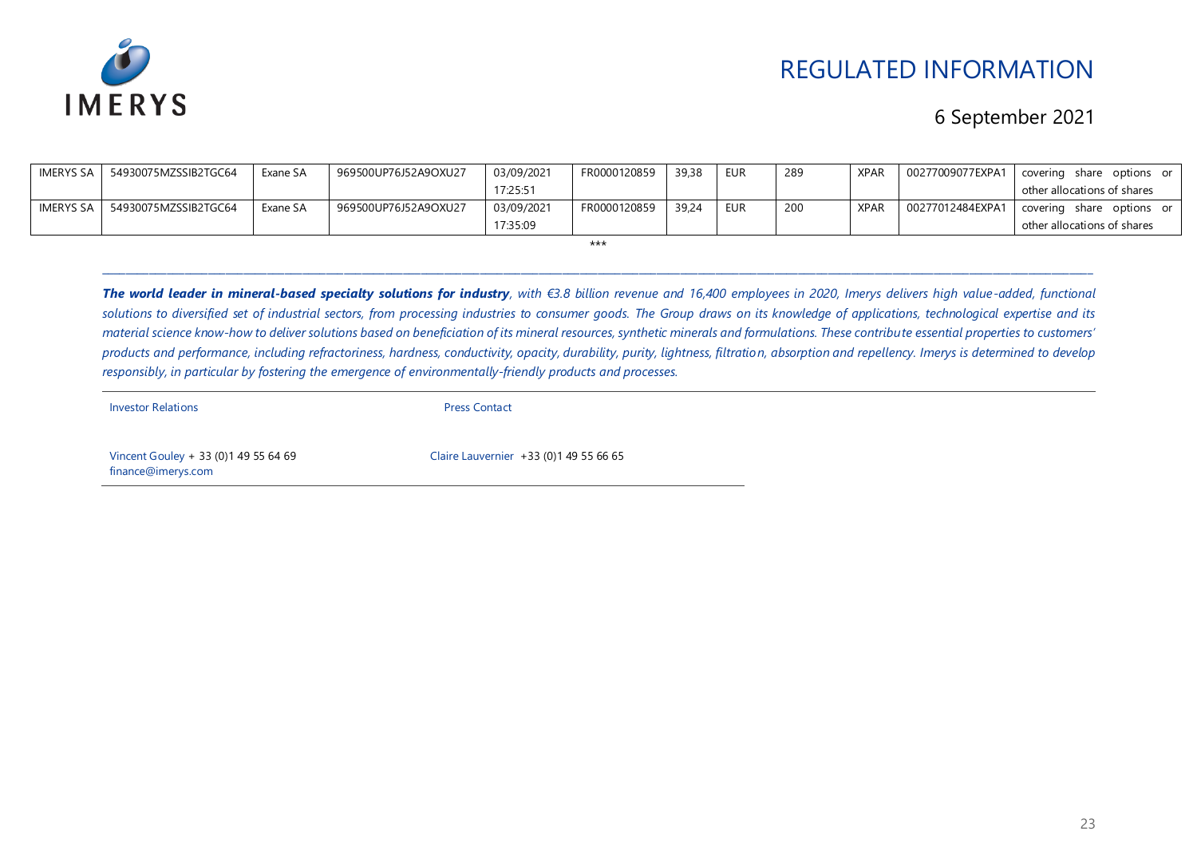| | | | | | | | | | | | |
|---|---|---|---|---|---|---|---|---|---|---|---|
| IMERYS SA | 54930075MZSSIB2TGC64 | Exane SA | 969500UP76J52A9OXU27 | 03/09/2021 17:25:51 | FR0000120859 | 39,38 | EUR | 289 | XPAR | 00277009077EXPA1 | covering share options or other allocations of shares |
| IMERYS SA | 54930075MZSSIB2TGC64 | Exane SA | 969500UP76J52A9OXU27 | 03/09/2021 17:35:09 | FR0000120859 | 39,24 | EUR | 200 | XPAR | 00277012484EXPA1 | covering share options or other allocations of shares |

***

---

***The world leader in mineral-based specialty solutions for industry**, with €3.8 billion revenue and 16,400 employees in 2020, Imerys delivers high value-added, functional solutions to diversified set of industrial sectors, from processing industries to consumer goods. The Group draws on its knowledge of applications, technological expertise and its material science know-how to deliver solutions based on beneficiation of its mineral resources, synthetic minerals and formulations. These contribute essential properties to customers' products and performance, including refractoriness, hardness, conductivity, opacity, durability, purity, lightness, filtration, absorption and repellency. Imerys is determined to develop responsibly, in particular by fostering the emergence of environmentally-friendly products and processes.*

---

Investor Relations

Vincent Gouley + 33 (0)1 49 55 64 69
finance@imerys.com

Press Contact

Claire Lauvernier +33 (0)1 49 55 66 65